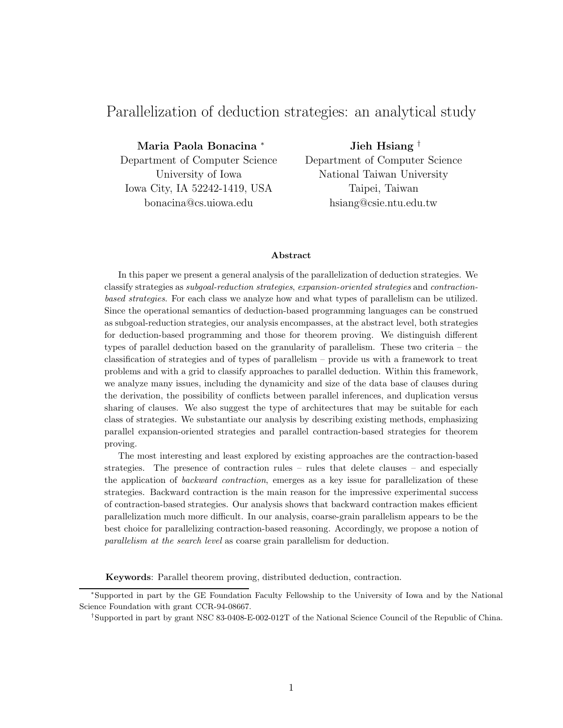# Parallelization of deduction strategies: an analytical study

**Maria Paola Bonacina** [*]
Department of Computer Science
University of Iowa
Iowa City, IA 52242-1419, USA
bonacina@cs.uiowa.edu

**Jieh Hsiang** [†]
Department of Computer Science
National Taiwan University
Taipei, Taiwan
hsiang@csie.ntu.edu.tw

### Abstract

In this paper we present a general analysis of the parallelization of deduction strategies. We classify strategies as *subgoal-reduction strategies*, *expansion-oriented strategies* and *contraction-based strategies*. For each class we analyze how and what types of parallelism can be utilized. Since the operational semantics of deduction-based programming languages can be construed as subgoal-reduction strategies, our analysis encompasses, at the abstract level, both strategies for deduction-based programming and those for theorem proving. We distinguish different types of parallel deduction based on the granularity of parallelism. These two criteria – the classification of strategies and of types of parallelism – provide us with a framework to treat problems and with a grid to classify approaches to parallel deduction. Within this framework, we analyze many issues, including the dynamicity and size of the data base of clauses during the derivation, the possibility of conflicts between parallel inferences, and duplication versus sharing of clauses. We also suggest the type of architectures that may be suitable for each class of strategies. We substantiate our analysis by describing existing methods, emphasizing parallel expansion-oriented strategies and parallel contraction-based strategies for theorem proving.

The most interesting and least explored by existing approaches are the contraction-based strategies. The presence of contraction rules – rules that delete clauses – and especially the application of *backward contraction*, emerges as a key issue for parallelization of these strategies. Backward contraction is the main reason for the impressive experimental success of contraction-based strategies. Our analysis shows that backward contraction makes efficient parallelization much more difficult. In our analysis, coarse-grain parallelism appears to be the best choice for parallelizing contraction-based reasoning. Accordingly, we propose a notion of *parallelism at the search level* as coarse grain parallelism for deduction.

**Keywords**: Parallel theorem proving, distributed deduction, contraction.

---

[*]Supported in part by the GE Foundation Faculty Fellowship to the University of Iowa and by the National Science Foundation with grant CCR-94-08667.

[†]Supported in part by grant NSC 83-0408-E-002-012T of the National Science Council of the Republic of China.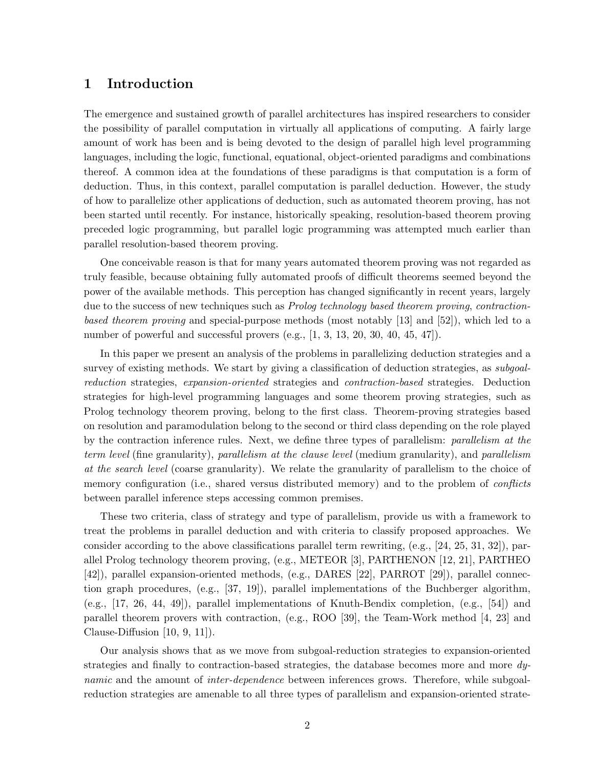# 1 Introduction

The emergence and sustained growth of parallel architectures has inspired researchers to consider the possibility of parallel computation in virtually all applications of computing. A fairly large amount of work has been and is being devoted to the design of parallel high level programming languages, including the logic, functional, equational, object-oriented paradigms and combinations thereof. A common idea at the foundations of these paradigms is that computation is a form of deduction. Thus, in this context, parallel computation is parallel deduction. However, the study of how to parallelize other applications of deduction, such as automated theorem proving, has not been started until recently. For instance, historically speaking, resolution-based theorem proving preceded logic programming, but parallel logic programming was attempted much earlier than parallel resolution-based theorem proving.

One conceivable reason is that for many years automated theorem proving was not regarded as truly feasible, because obtaining fully automated proofs of difficult theorems seemed beyond the power of the available methods. This perception has changed significantly in recent years, largely due to the success of new techniques such as *Prolog technology based theorem proving*, *contraction-based theorem proving* and special-purpose methods (most notably [13] and [52]), which led to a number of powerful and successful provers (e.g., [1, 3, 13, 20, 30, 40, 45, 47]).

In this paper we present an analysis of the problems in parallelizing deduction strategies and a survey of existing methods. We start by giving a classification of deduction strategies, as *subgoal-reduction* strategies, *expansion-oriented* strategies and *contraction-based* strategies. Deduction strategies for high-level programming languages and some theorem proving strategies, such as Prolog technology theorem proving, belong to the first class. Theorem-proving strategies based on resolution and paramodulation belong to the second or third class depending on the role played by the contraction inference rules. Next, we define three types of parallelism: *parallelism at the term level* (fine granularity), *parallelism at the clause level* (medium granularity), and *parallelism at the search level* (coarse granularity). We relate the granularity of parallelism to the choice of memory configuration (i.e., shared versus distributed memory) and to the problem of *conflicts* between parallel inference steps accessing common premises.

These two criteria, class of strategy and type of parallelism, provide us with a framework to treat the problems in parallel deduction and with criteria to classify proposed approaches. We consider according to the above classifications parallel term rewriting, (e.g., [24, 25, 31, 32]), parallel Prolog technology theorem proving, (e.g., METEOR [3], PARTHENON [12, 21], PARTHEO [42]), parallel expansion-oriented methods, (e.g., DARES [22], PARROT [29]), parallel connection graph procedures, (e.g., [37, 19]), parallel implementations of the Buchberger algorithm, (e.g., [17, 26, 44, 49]), parallel implementations of Knuth-Bendix completion, (e.g., [54]) and parallel theorem provers with contraction, (e.g., ROO [39], the Team-Work method [4, 23] and Clause-Diffusion [10, 9, 11]).

Our analysis shows that as we move from subgoal-reduction strategies to expansion-oriented strategies and finally to contraction-based strategies, the database becomes more and more *dynamic* and the amount of *inter-dependence* between inferences grows. Therefore, while subgoal-reduction strategies are amenable to all three types of parallelism and expansion-oriented strate-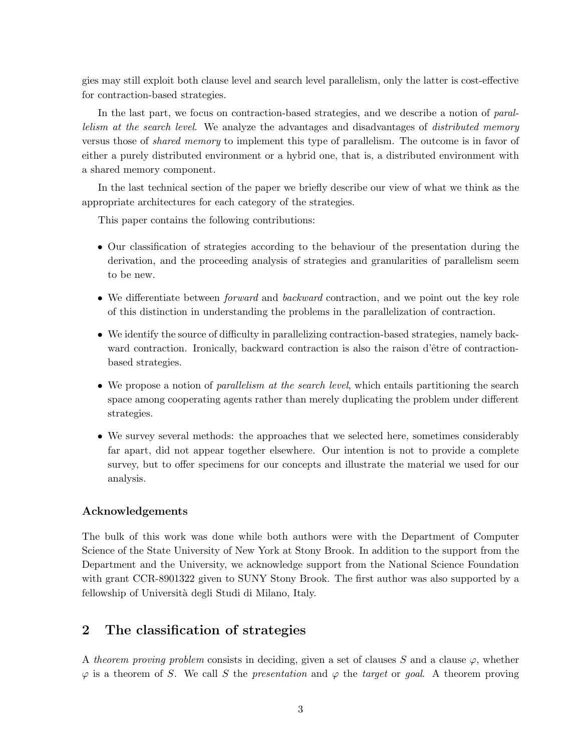gies may still exploit both clause level and search level parallelism, only the latter is cost-effective for contraction-based strategies.

In the last part, we focus on contraction-based strategies, and we describe a notion of *parallelism at the search level*. We analyze the advantages and disadvantages of *distributed memory* versus those of *shared memory* to implement this type of parallelism. The outcome is in favor of either a purely distributed environment or a hybrid one, that is, a distributed environment with a shared memory component.

In the last technical section of the paper we briefly describe our view of what we think as the appropriate architectures for each category of the strategies.

This paper contains the following contributions:

- Our classification of strategies according to the behaviour of the presentation during the derivation, and the proceeding analysis of strategies and granularities of parallelism seem to be new.
- We differentiate between *forward* and *backward* contraction, and we point out the key role of this distinction in understanding the problems in the parallelization of contraction.
- We identify the source of difficulty in parallelizing contraction-based strategies, namely backward contraction. Ironically, backward contraction is also the raison d'être of contraction-based strategies.
- We propose a notion of *parallelism at the search level*, which entails partitioning the search space among cooperating agents rather than merely duplicating the problem under different strategies.
- We survey several methods: the approaches that we selected here, sometimes considerably far apart, did not appear together elsewhere. Our intention is not to provide a complete survey, but to offer specimens for our concepts and illustrate the material we used for our analysis.

### Acknowledgements

The bulk of this work was done while both authors were with the Department of Computer Science of the State University of New York at Stony Brook. In addition to the support from the Department and the University, we acknowledge support from the National Science Foundation with grant CCR-8901322 given to SUNY Stony Brook. The first author was also supported by a fellowship of Università degli Studi di Milano, Italy.

## 2 The classification of strategies

A *theorem proving problem* consists in deciding, given a set of clauses $S$ and a clause $\varphi$, whether $\varphi$ is a theorem of $S$. We call $S$ the *presentation* and $\varphi$ the *target* or *goal*. A theorem proving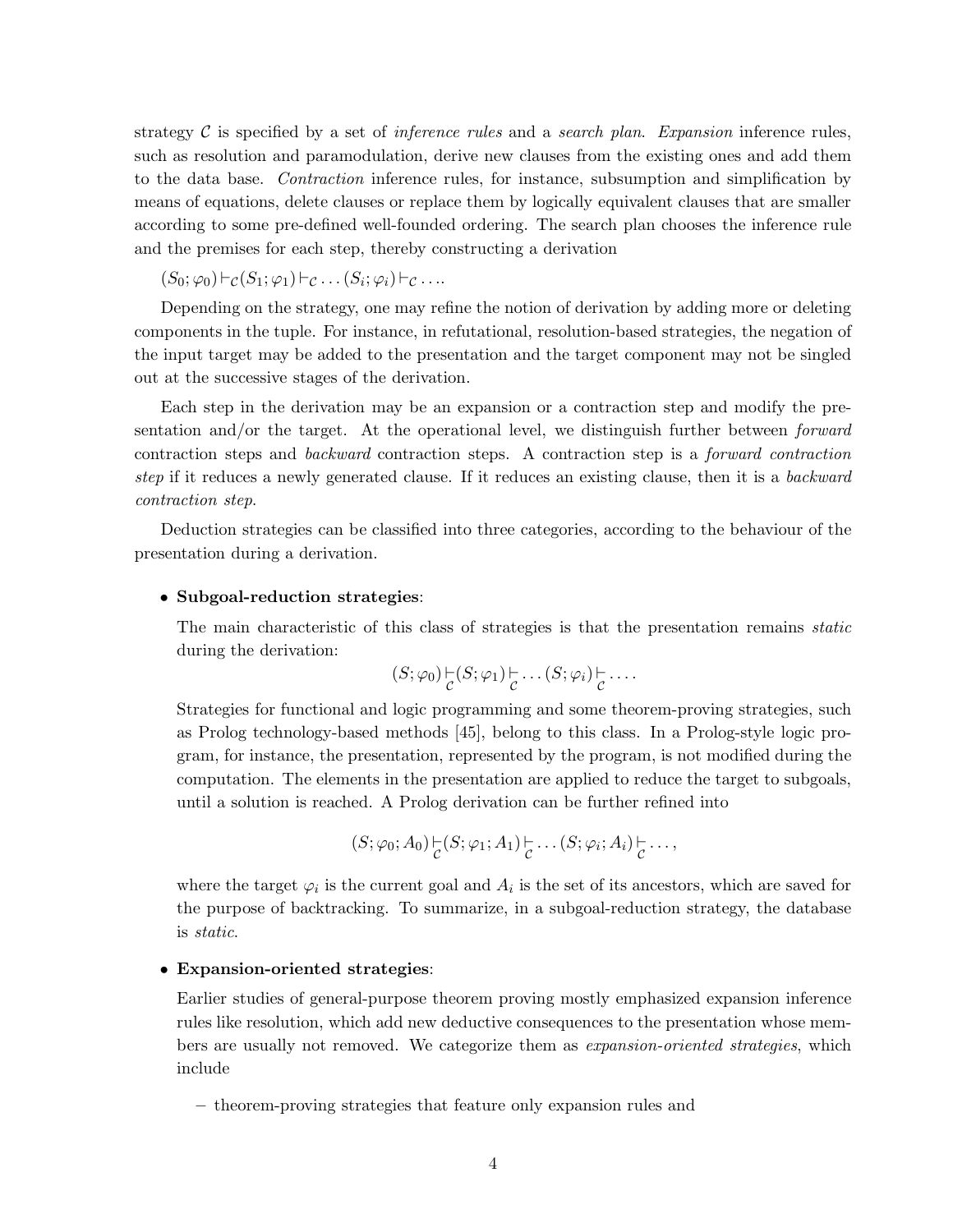strategy $\mathcal{C}$ is specified by a set of *inference rules* and a *search plan*. *Expansion* inference rules, such as resolution and paramodulation, derive new clauses from the existing ones and add them to the data base. *Contraction* inference rules, for instance, subsumption and simplification by means of equations, delete clauses or replace them by logically equivalent clauses that are smaller according to some pre-defined well-founded ordering. The search plan chooses the inference rule and the premises for each step, thereby constructing a derivation

$(S_0; \varphi_0) \vdash_{\mathcal{C}} (S_1; \varphi_1) \vdash_{\mathcal{C}} \ldots (S_i; \varphi_i) \vdash_{\mathcal{C}} \ldots$.

Depending on the strategy, one may refine the notion of derivation by adding more or deleting components in the tuple. For instance, in refutational, resolution-based strategies, the negation of the input target may be added to the presentation and the target component may not be singled out at the successive stages of the derivation.

Each step in the derivation may be an expansion or a contraction step and modify the presentation and/or the target. At the operational level, we distinguish further between *forward* contraction steps and *backward* contraction steps. A contraction step is a *forward contraction step* if it reduces a newly generated clause. If it reduces an existing clause, then it is a *backward contraction step*.

Deduction strategies can be classified into three categories, according to the behaviour of the presentation during a derivation.

- **Subgoal-reduction strategies**:

  The main characteristic of this class of strategies is that the presentation remains *static* during the derivation:

  $$(S; \varphi_0) \underset{\mathcal{C}}{\vdash} (S; \varphi_1) \underset{\mathcal{C}}{\vdash} \ldots (S; \varphi_i) \underset{\mathcal{C}}{\vdash} \ldots.$$

  Strategies for functional and logic programming and some theorem-proving strategies, such as Prolog technology-based methods [45], belong to this class. In a Prolog-style logic program, for instance, the presentation, represented by the program, is not modified during the computation. The elements in the presentation are applied to reduce the target to subgoals, until a solution is reached. A Prolog derivation can be further refined into

  $$(S; \varphi_0; A_0) \underset{\mathcal{C}}{\vdash} (S; \varphi_1; A_1) \underset{\mathcal{C}}{\vdash} \ldots (S; \varphi_i; A_i) \underset{\mathcal{C}}{\vdash} \ldots,$$

  where the target $\varphi_i$ is the current goal and $A_i$ is the set of its ancestors, which are saved for the purpose of backtracking. To summarize, in a subgoal-reduction strategy, the database is *static*.

- **Expansion-oriented strategies**:

  Earlier studies of general-purpose theorem proving mostly emphasized expansion inference rules like resolution, which add new deductive consequences to the presentation whose members are usually not removed. We categorize them as *expansion-oriented strategies*, which include

  - theorem-proving strategies that feature only expansion rules and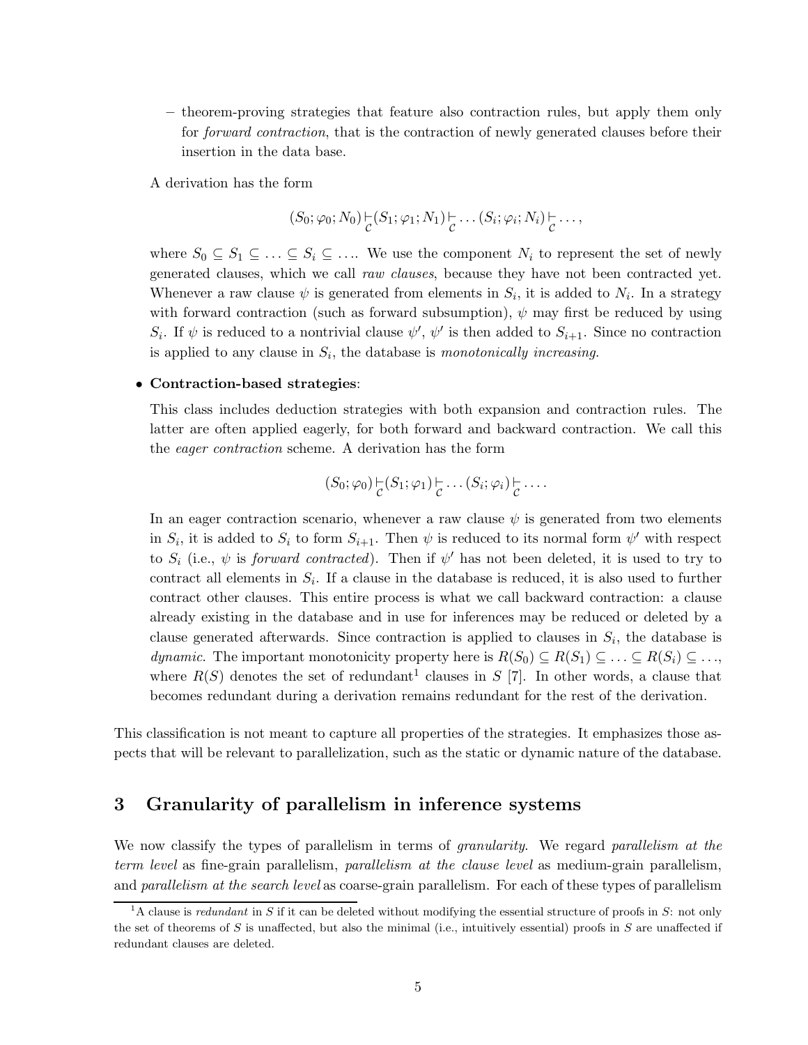- theorem-proving strategies that feature also contraction rules, but apply them only for *forward contraction*, that is the contraction of newly generated clauses before their insertion in the data base.

  A derivation has the form

  $$(S_0; \varphi_0; N_0) \underset{\mathcal{C}}{\vdash} (S_1; \varphi_1; N_1) \underset{\mathcal{C}}{\vdash} \ldots (S_i; \varphi_i; N_i) \underset{\mathcal{C}}{\vdash} \ldots,$$

  where $S_0 \subseteq S_1 \subseteq \ldots \subseteq S_i \subseteq \ldots$. We use the component $N_i$ to represent the set of newly generated clauses, which we call *raw clauses*, because they have not been contracted yet. Whenever a raw clause $\psi$ is generated from elements in $S_i$, it is added to $N_i$. In a strategy with forward contraction (such as forward subsumption), $\psi$ may first be reduced by using $S_i$. If $\psi$ is reduced to a nontrivial clause $\psi'$, $\psi'$ is then added to $S_{i+1}$. Since no contraction is applied to any clause in $S_i$, the database is *monotonically increasing*.

- **Contraction-based strategies**:

  This class includes deduction strategies with both expansion and contraction rules. The latter are often applied eagerly, for both forward and backward contraction. We call this the *eager contraction* scheme. A derivation has the form

  $$(S_0; \varphi_0) \underset{\mathcal{C}}{\vdash} (S_1; \varphi_1) \underset{\mathcal{C}}{\vdash} \ldots (S_i; \varphi_i) \underset{\mathcal{C}}{\vdash} \ldots.$$

  In an eager contraction scenario, whenever a raw clause $\psi$ is generated from two elements in $S_i$, it is added to $S_i$ to form $S_{i+1}$. Then $\psi$ is reduced to its normal form $\psi'$ with respect to $S_i$ (i.e., $\psi$ is *forward contracted*). Then if $\psi'$ has not been deleted, it is used to try to contract all elements in $S_i$. If a clause in the database is reduced, it is also used to further contract other clauses. This entire process is what we call backward contraction: a clause already existing in the database and in use for inferences may be reduced or deleted by a clause generated afterwards. Since contraction is applied to clauses in $S_i$, the database is *dynamic*. The important monotonicity property here is $R(S_0) \subseteq R(S_1) \subseteq \ldots \subseteq R(S_i) \subseteq \ldots$, where $R(S)$ denotes the set of redundant[1] clauses in $S$ [7]. In other words, a clause that becomes redundant during a derivation remains redundant for the rest of the derivation.

This classification is not meant to capture all properties of the strategies. It emphasizes those aspects that will be relevant to parallelization, such as the static or dynamic nature of the database.

## 3 Granularity of parallelism in inference systems

We now classify the types of parallelism in terms of *granularity*. We regard *parallelism at the term level* as fine-grain parallelism, *parallelism at the clause level* as medium-grain parallelism, and *parallelism at the search level* as coarse-grain parallelism. For each of these types of parallelism

[1] A clause is *redundant* in $S$ if it can be deleted without modifying the essential structure of proofs in $S$: not only the set of theorems of $S$ is unaffected, but also the minimal (i.e., intuitively essential) proofs in $S$ are unaffected if redundant clauses are deleted.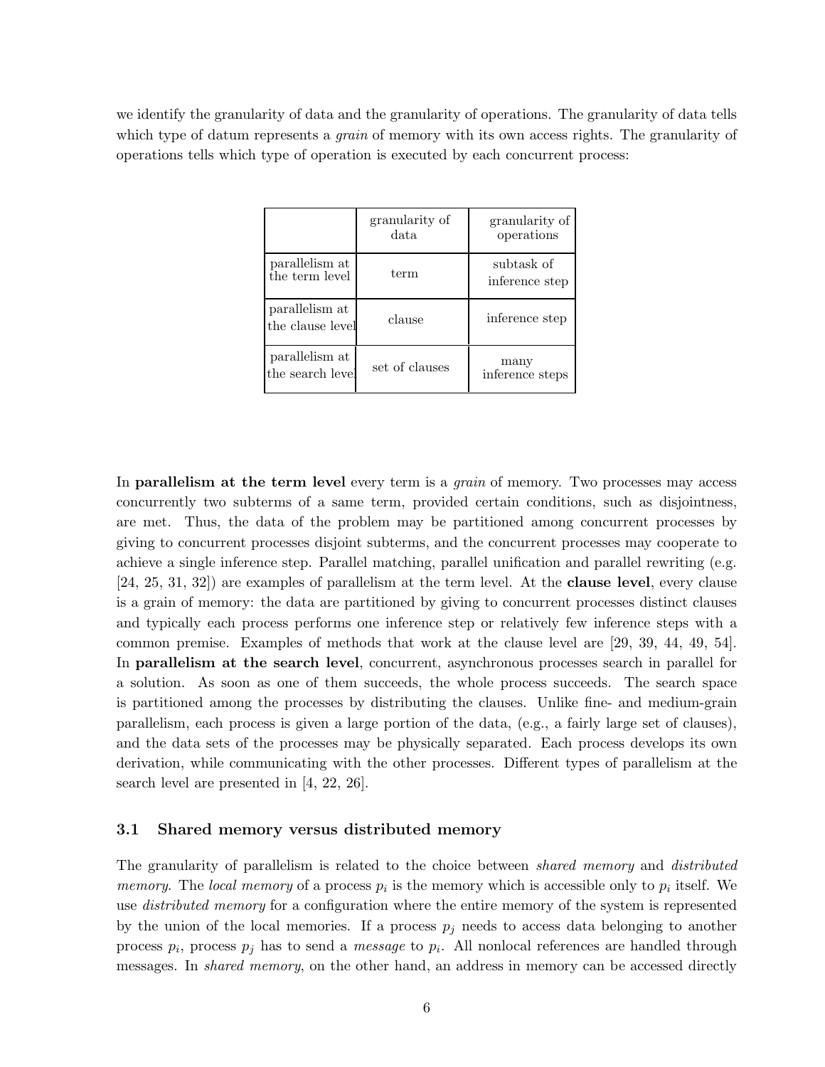we identify the granularity of data and the granularity of operations. The granularity of data tells which type of datum represents a *grain* of memory with its own access rights. The granularity of operations tells which type of operation is executed by each concurrent process:

| | granularity of data | granularity of operations |
|---|---|---|
| parallelism at the term level | term | subtask of inference step |
| parallelism at the clause level | clause | inference step |
| parallelism at the search level | set of clauses | many inference steps |

In **parallelism at the term level** every term is a *grain* of memory. Two processes may access concurrently two subterms of a same term, provided certain conditions, such as disjointness, are met. Thus, the data of the problem may be partitioned among concurrent processes by giving to concurrent processes disjoint subterms, and the concurrent processes may cooperate to achieve a single inference step. Parallel matching, parallel unification and parallel rewriting (e.g. [24, 25, 31, 32]) are examples of parallelism at the term level. At the **clause level**, every clause is a grain of memory: the data are partitioned by giving to concurrent processes distinct clauses and typically each process performs one inference step or relatively few inference steps with a common premise. Examples of methods that work at the clause level are [29, 39, 44, 49, 54]. In **parallelism at the search level**, concurrent, asynchronous processes search in parallel for a solution. As soon as one of them succeeds, the whole process succeeds. The search space is partitioned among the processes by distributing the clauses. Unlike fine- and medium-grain parallelism, each process is given a large portion of the data, (e.g., a fairly large set of clauses), and the data sets of the processes may be physically separated. Each process develops its own derivation, while communicating with the other processes. Different types of parallelism at the search level are presented in [4, 22, 26].

### 3.1 Shared memory versus distributed memory

The granularity of parallelism is related to the choice between *shared memory* and *distributed memory*. The *local memory* of a process $p_i$ is the memory which is accessible only to $p_i$ itself. We use *distributed memory* for a configuration where the entire memory of the system is represented by the union of the local memories. If a process $p_j$ needs to access data belonging to another process $p_i$, process $p_j$ has to send a *message* to $p_i$. All nonlocal references are handled through messages. In *shared memory*, on the other hand, an address in memory can be accessed directly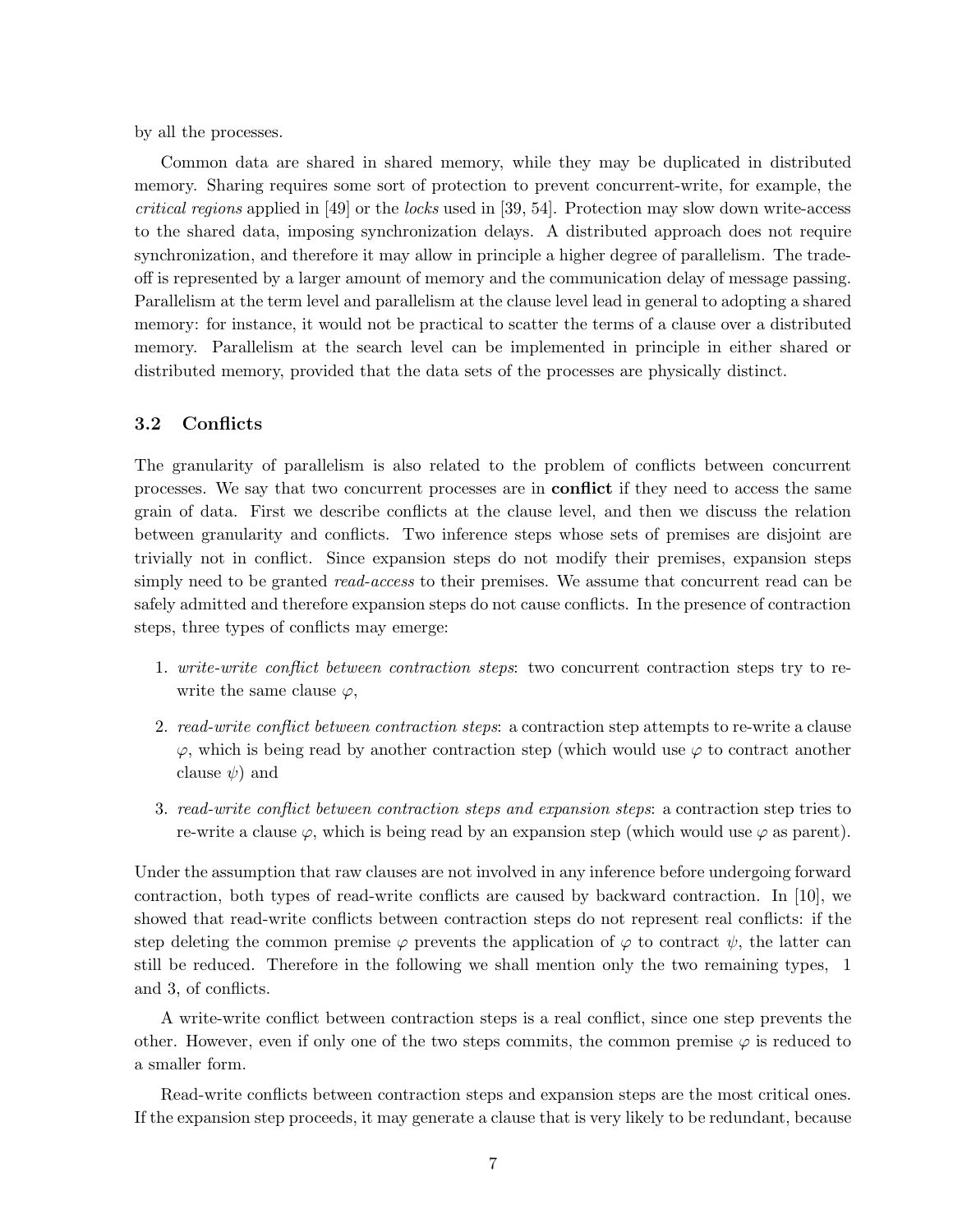by all the processes.

Common data are shared in shared memory, while they may be duplicated in distributed memory. Sharing requires some sort of protection to prevent concurrent-write, for example, the *critical regions* applied in [49] or the *locks* used in [39, 54]. Protection may slow down write-access to the shared data, imposing synchronization delays. A distributed approach does not require synchronization, and therefore it may allow in principle a higher degree of parallelism. The trade-off is represented by a larger amount of memory and the communication delay of message passing. Parallelism at the term level and parallelism at the clause level lead in general to adopting a shared memory: for instance, it would not be practical to scatter the terms of a clause over a distributed memory. Parallelism at the search level can be implemented in principle in either shared or distributed memory, provided that the data sets of the processes are physically distinct.

### 3.2 Conflicts

The granularity of parallelism is also related to the problem of conflicts between concurrent processes. We say that two concurrent processes are in **conflict** if they need to access the same grain of data. First we describe conflicts at the clause level, and then we discuss the relation between granularity and conflicts. Two inference steps whose sets of premises are disjoint are trivially not in conflict. Since expansion steps do not modify their premises, expansion steps simply need to be granted *read-access* to their premises. We assume that concurrent read can be safely admitted and therefore expansion steps do not cause conflicts. In the presence of contraction steps, three types of conflicts may emerge:

1. *write-write conflict between contraction steps*: two concurrent contraction steps try to re-write the same clause $\varphi$,
2. *read-write conflict between contraction steps*: a contraction step attempts to re-write a clause $\varphi$, which is being read by another contraction step (which would use $\varphi$ to contract another clause $\psi$) and
3. *read-write conflict between contraction steps and expansion steps*: a contraction step tries to re-write a clause $\varphi$, which is being read by an expansion step (which would use $\varphi$ as parent).

Under the assumption that raw clauses are not involved in any inference before undergoing forward contraction, both types of read-write conflicts are caused by backward contraction. In [10], we showed that read-write conflicts between contraction steps do not represent real conflicts: if the step deleting the common premise $\varphi$ prevents the application of $\varphi$ to contract $\psi$, the latter can still be reduced. Therefore in the following we shall mention only the two remaining types, 1 and 3, of conflicts.

A write-write conflict between contraction steps is a real conflict, since one step prevents the other. However, even if only one of the two steps commits, the common premise $\varphi$ is reduced to a smaller form.

Read-write conflicts between contraction steps and expansion steps are the most critical ones. If the expansion step proceeds, it may generate a clause that is very likely to be redundant, because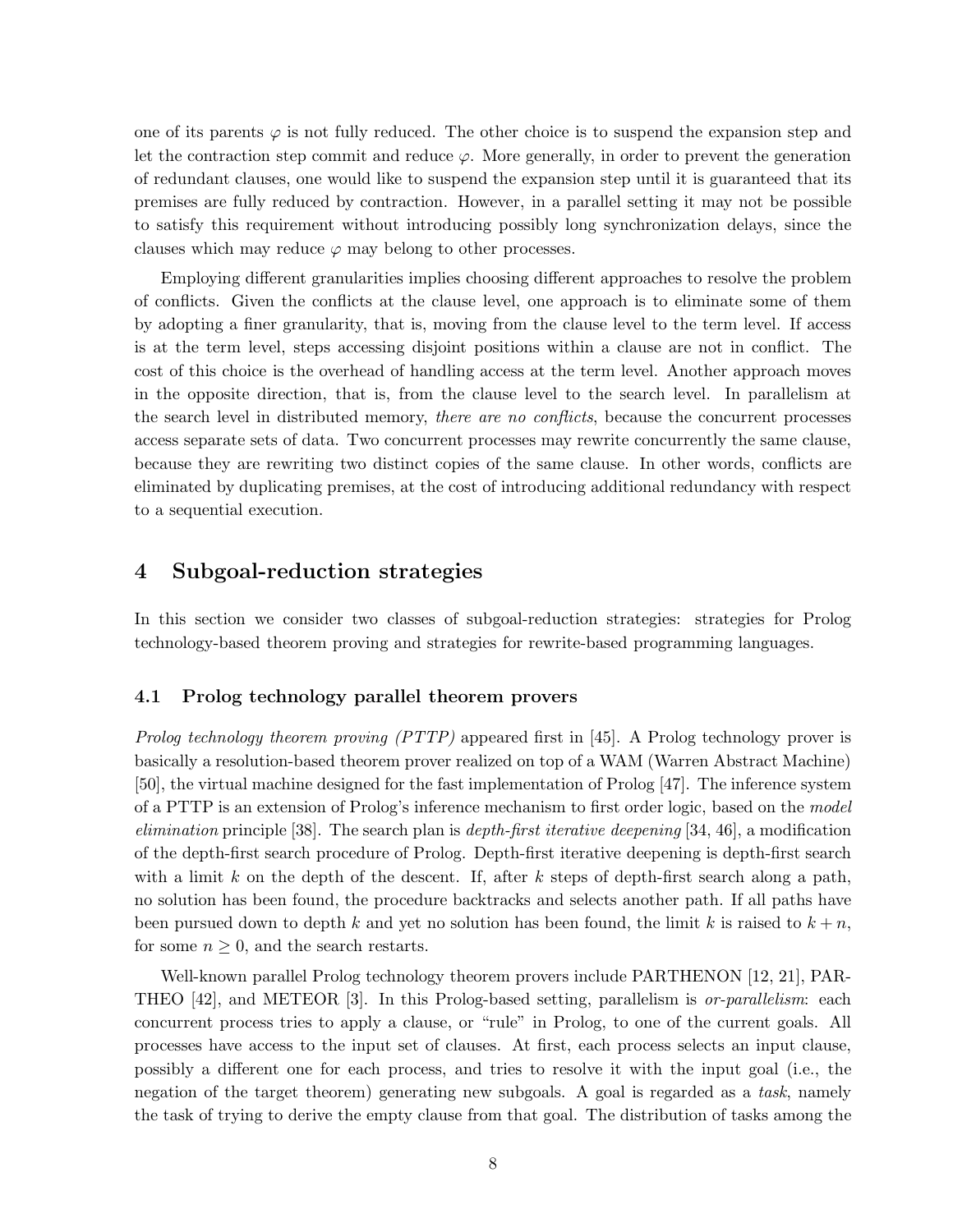one of its parents $\varphi$ is not fully reduced. The other choice is to suspend the expansion step and let the contraction step commit and reduce $\varphi$. More generally, in order to prevent the generation of redundant clauses, one would like to suspend the expansion step until it is guaranteed that its premises are fully reduced by contraction. However, in a parallel setting it may not be possible to satisfy this requirement without introducing possibly long synchronization delays, since the clauses which may reduce $\varphi$ may belong to other processes.

Employing different granularities implies choosing different approaches to resolve the problem of conflicts. Given the conflicts at the clause level, one approach is to eliminate some of them by adopting a finer granularity, that is, moving from the clause level to the term level. If access is at the term level, steps accessing disjoint positions within a clause are not in conflict. The cost of this choice is the overhead of handling access at the term level. Another approach moves in the opposite direction, that is, from the clause level to the search level. In parallelism at the search level in distributed memory, *there are no conflicts*, because the concurrent processes access separate sets of data. Two concurrent processes may rewrite concurrently the same clause, because they are rewriting two distinct copies of the same clause. In other words, conflicts are eliminated by duplicating premises, at the cost of introducing additional redundancy with respect to a sequential execution.

## 4 Subgoal-reduction strategies

In this section we consider two classes of subgoal-reduction strategies: strategies for Prolog technology-based theorem proving and strategies for rewrite-based programming languages.

### 4.1 Prolog technology parallel theorem provers

*Prolog technology theorem proving (PTTP)* appeared first in [45]. A Prolog technology prover is basically a resolution-based theorem prover realized on top of a WAM (Warren Abstract Machine) [50], the virtual machine designed for the fast implementation of Prolog [47]. The inference system of a PTTP is an extension of Prolog's inference mechanism to first order logic, based on the *model elimination* principle [38]. The search plan is *depth-first iterative deepening* [34, 46], a modification of the depth-first search procedure of Prolog. Depth-first iterative deepening is depth-first search with a limit $k$ on the depth of the descent. If, after $k$ steps of depth-first search along a path, no solution has been found, the procedure backtracks and selects another path. If all paths have been pursued down to depth $k$ and yet no solution has been found, the limit $k$ is raised to $k + n$, for some $n \geq 0$, and the search restarts.

Well-known parallel Prolog technology theorem provers include PARTHENON [12, 21], PARTHEO [42], and METEOR [3]. In this Prolog-based setting, parallelism is *or-parallelism*: each concurrent process tries to apply a clause, or "rule" in Prolog, to one of the current goals. All processes have access to the input set of clauses. At first, each process selects an input clause, possibly a different one for each process, and tries to resolve it with the input goal (i.e., the negation of the target theorem) generating new subgoals. A goal is regarded as a *task*, namely the task of trying to derive the empty clause from that goal. The distribution of tasks among the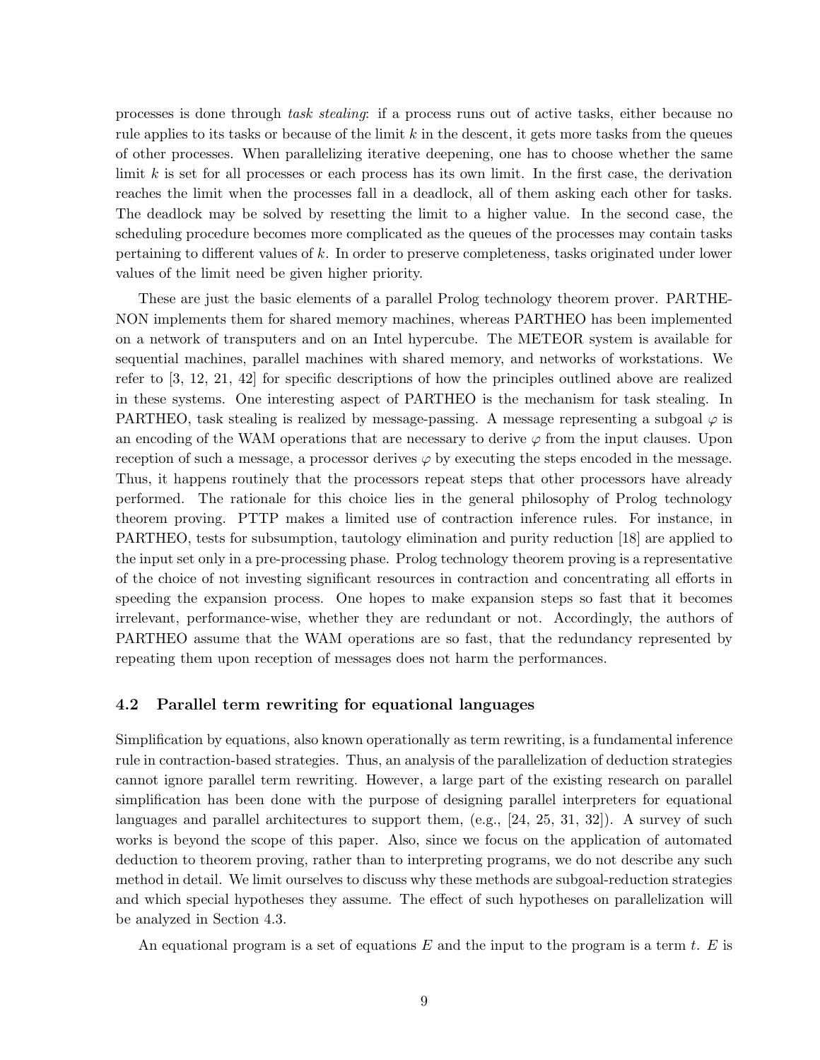processes is done through *task stealing*: if a process runs out of active tasks, either because no rule applies to its tasks or because of the limit $k$ in the descent, it gets more tasks from the queues of other processes. When parallelizing iterative deepening, one has to choose whether the same limit $k$ is set for all processes or each process has its own limit. In the first case, the derivation reaches the limit when the processes fall in a deadlock, all of them asking each other for tasks. The deadlock may be solved by resetting the limit to a higher value. In the second case, the scheduling procedure becomes more complicated as the queues of the processes may contain tasks pertaining to different values of $k$. In order to preserve completeness, tasks originated under lower values of the limit need be given higher priority.

These are just the basic elements of a parallel Prolog technology theorem prover. PARTHENON implements them for shared memory machines, whereas PARTHEO has been implemented on a network of transputers and on an Intel hypercube. The METEOR system is available for sequential machines, parallel machines with shared memory, and networks of workstations. We refer to [3, 12, 21, 42] for specific descriptions of how the principles outlined above are realized in these systems. One interesting aspect of PARTHEO is the mechanism for task stealing. In PARTHEO, task stealing is realized by message-passing. A message representing a subgoal $\varphi$ is an encoding of the WAM operations that are necessary to derive $\varphi$ from the input clauses. Upon reception of such a message, a processor derives $\varphi$ by executing the steps encoded in the message. Thus, it happens routinely that the processors repeat steps that other processors have already performed. The rationale for this choice lies in the general philosophy of Prolog technology theorem proving. PTTP makes a limited use of contraction inference rules. For instance, in PARTHEO, tests for subsumption, tautology elimination and purity reduction [18] are applied to the input set only in a pre-processing phase. Prolog technology theorem proving is a representative of the choice of not investing significant resources in contraction and concentrating all efforts in speeding the expansion process. One hopes to make expansion steps so fast that it becomes irrelevant, performance-wise, whether they are redundant or not. Accordingly, the authors of PARTHEO assume that the WAM operations are so fast, that the redundancy represented by repeating them upon reception of messages does not harm the performances.

### 4.2 Parallel term rewriting for equational languages

Simplification by equations, also known operationally as term rewriting, is a fundamental inference rule in contraction-based strategies. Thus, an analysis of the parallelization of deduction strategies cannot ignore parallel term rewriting. However, a large part of the existing research on parallel simplification has been done with the purpose of designing parallel interpreters for equational languages and parallel architectures to support them, (e.g., [24, 25, 31, 32]). A survey of such works is beyond the scope of this paper. Also, since we focus on the application of automated deduction to theorem proving, rather than to interpreting programs, we do not describe any such method in detail. We limit ourselves to discuss why these methods are subgoal-reduction strategies and which special hypotheses they assume. The effect of such hypotheses on parallelization will be analyzed in Section 4.3.

An equational program is a set of equations $E$ and the input to the program is a term $t$. $E$ is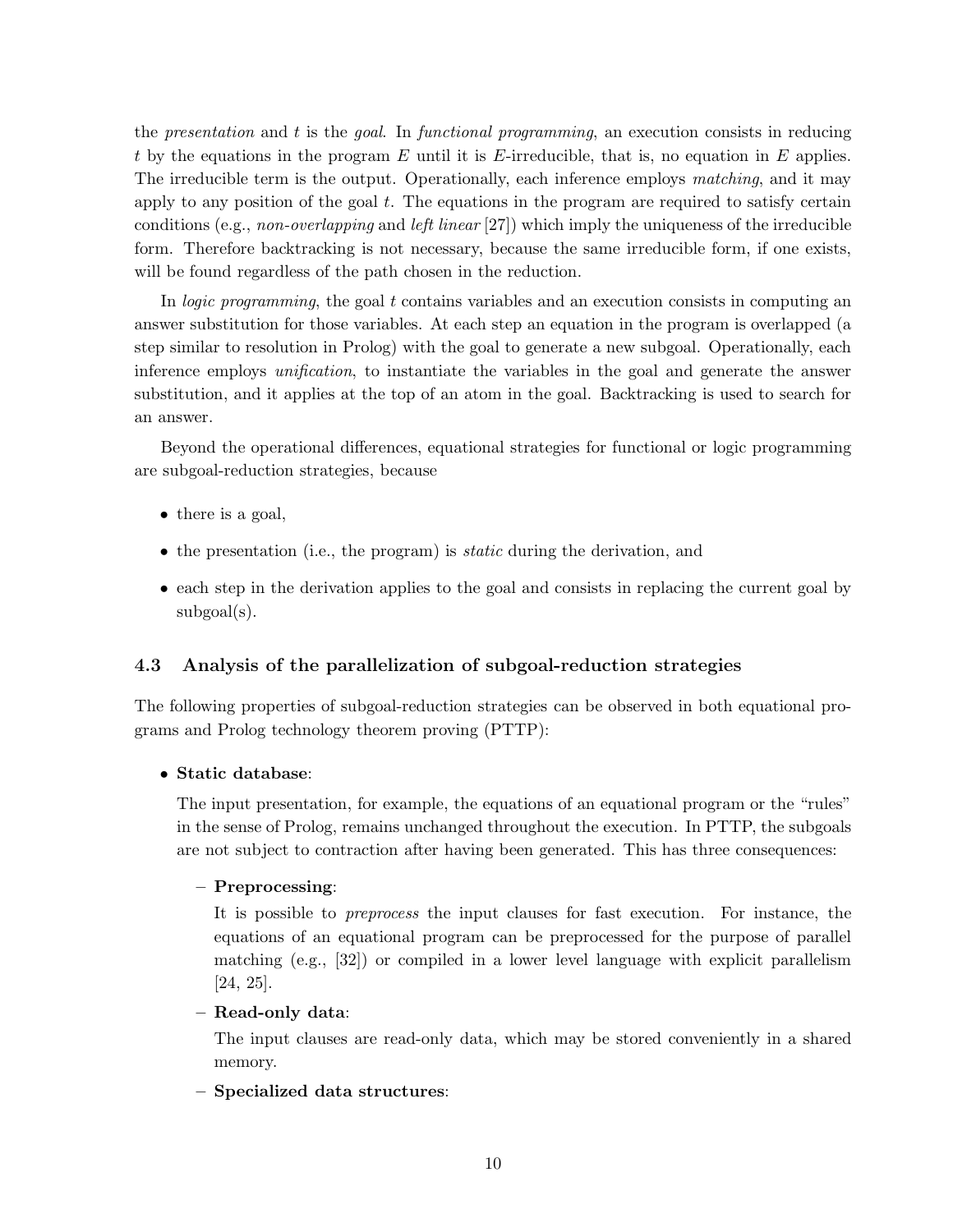the *presentation* and $t$ is the *goal*. In *functional programming*, an execution consists in reducing $t$ by the equations in the program $E$ until it is $E$-irreducible, that is, no equation in $E$ applies. The irreducible term is the output. Operationally, each inference employs *matching*, and it may apply to any position of the goal $t$. The equations in the program are required to satisfy certain conditions (e.g., *non-overlapping* and *left linear* [27]) which imply the uniqueness of the irreducible form. Therefore backtracking is not necessary, because the same irreducible form, if one exists, will be found regardless of the path chosen in the reduction.

In *logic programming*, the goal $t$ contains variables and an execution consists in computing an answer substitution for those variables. At each step an equation in the program is overlapped (a step similar to resolution in Prolog) with the goal to generate a new subgoal. Operationally, each inference employs *unification*, to instantiate the variables in the goal and generate the answer substitution, and it applies at the top of an atom in the goal. Backtracking is used to search for an answer.

Beyond the operational differences, equational strategies for functional or logic programming are subgoal-reduction strategies, because

- there is a goal,
- the presentation (i.e., the program) is *static* during the derivation, and
- each step in the derivation applies to the goal and consists in replacing the current goal by subgoal(s).

### 4.3 Analysis of the parallelization of subgoal-reduction strategies

The following properties of subgoal-reduction strategies can be observed in both equational programs and Prolog technology theorem proving (PTTP):

- **Static database**:

  The input presentation, for example, the equations of an equational program or the "rules" in the sense of Prolog, remains unchanged throughout the execution. In PTTP, the subgoals are not subject to contraction after having been generated. This has three consequences:

  - **Preprocessing**:

    It is possible to *preprocess* the input clauses for fast execution. For instance, the equations of an equational program can be preprocessed for the purpose of parallel matching (e.g., [32]) or compiled in a lower level language with explicit parallelism [24, 25].

  - **Read-only data**:

    The input clauses are read-only data, which may be stored conveniently in a shared memory.

  - **Specialized data structures**: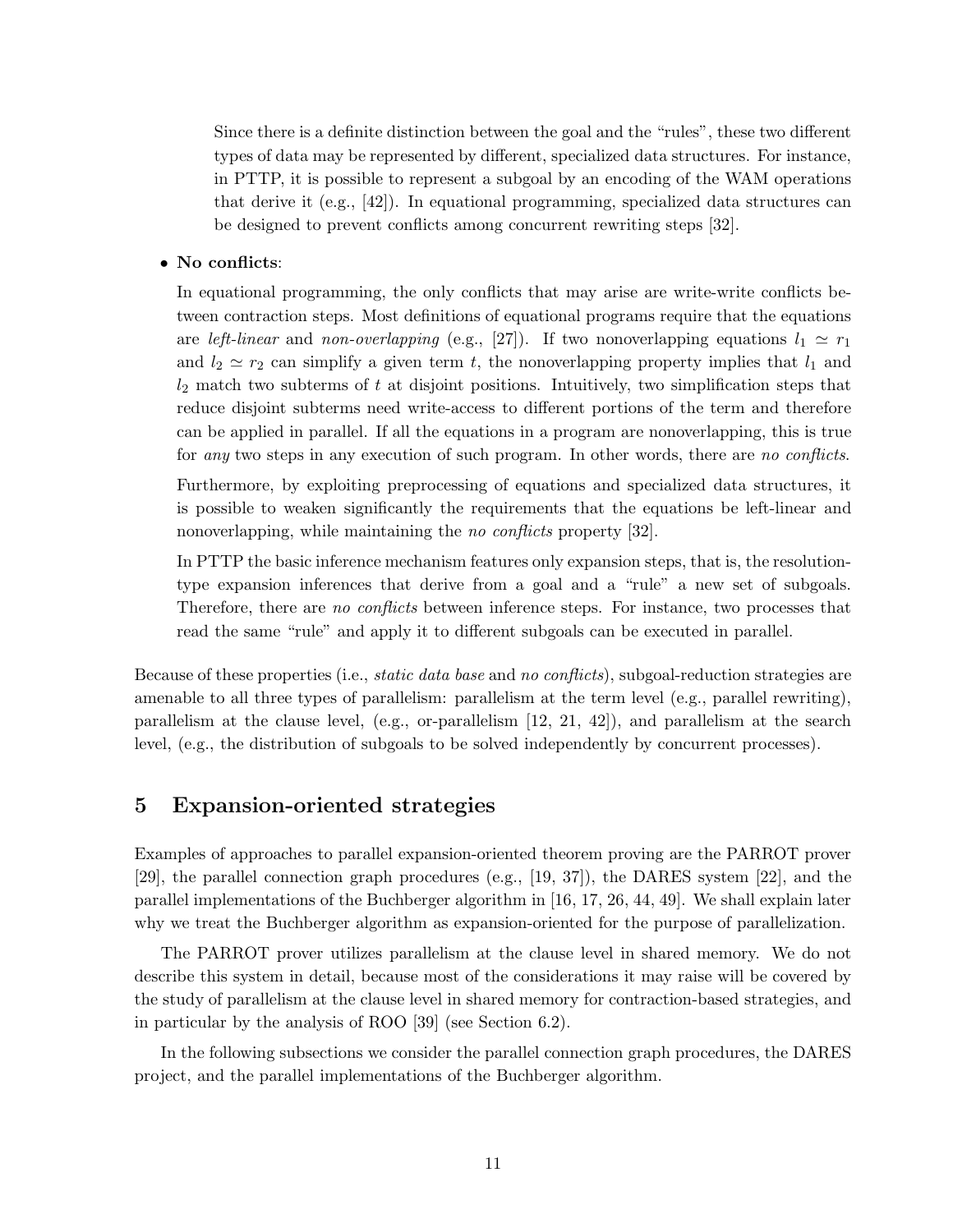Since there is a definite distinction between the goal and the "rules", these two different types of data may be represented by different, specialized data structures. For instance, in PTTP, it is possible to represent a subgoal by an encoding of the WAM operations that derive it (e.g., [42]). In equational programming, specialized data structures can be designed to prevent conflicts among concurrent rewriting steps [32].

- **No conflicts**:

  In equational programming, the only conflicts that may arise are write-write conflicts between contraction steps. Most definitions of equational programs require that the equations are *left-linear* and *non-overlapping* (e.g., [27]). If two nonoverlapping equations $l_1 \simeq r_1$ and $l_2 \simeq r_2$ can simplify a given term $t$, the nonoverlapping property implies that $l_1$ and $l_2$ match two subterms of $t$ at disjoint positions. Intuitively, two simplification steps that reduce disjoint subterms need write-access to different portions of the term and therefore can be applied in parallel. If all the equations in a program are nonoverlapping, this is true for *any* two steps in any execution of such program. In other words, there are *no conflicts*.

  Furthermore, by exploiting preprocessing of equations and specialized data structures, it is possible to weaken significantly the requirements that the equations be left-linear and nonoverlapping, while maintaining the *no conflicts* property [32].

  In PTTP the basic inference mechanism features only expansion steps, that is, the resolution-type expansion inferences that derive from a goal and a "rule" a new set of subgoals. Therefore, there are *no conflicts* between inference steps. For instance, two processes that read the same "rule" and apply it to different subgoals can be executed in parallel.

Because of these properties (i.e., *static data base* and *no conflicts*), subgoal-reduction strategies are amenable to all three types of parallelism: parallelism at the term level (e.g., parallel rewriting), parallelism at the clause level, (e.g., or-parallelism [12, 21, 42]), and parallelism at the search level, (e.g., the distribution of subgoals to be solved independently by concurrent processes).

## 5 Expansion-oriented strategies

Examples of approaches to parallel expansion-oriented theorem proving are the PARROT prover [29], the parallel connection graph procedures (e.g., [19, 37]), the DARES system [22], and the parallel implementations of the Buchberger algorithm in [16, 17, 26, 44, 49]. We shall explain later why we treat the Buchberger algorithm as expansion-oriented for the purpose of parallelization.

The PARROT prover utilizes parallelism at the clause level in shared memory. We do not describe this system in detail, because most of the considerations it may raise will be covered by the study of parallelism at the clause level in shared memory for contraction-based strategies, and in particular by the analysis of ROO [39] (see Section 6.2).

In the following subsections we consider the parallel connection graph procedures, the DARES project, and the parallel implementations of the Buchberger algorithm.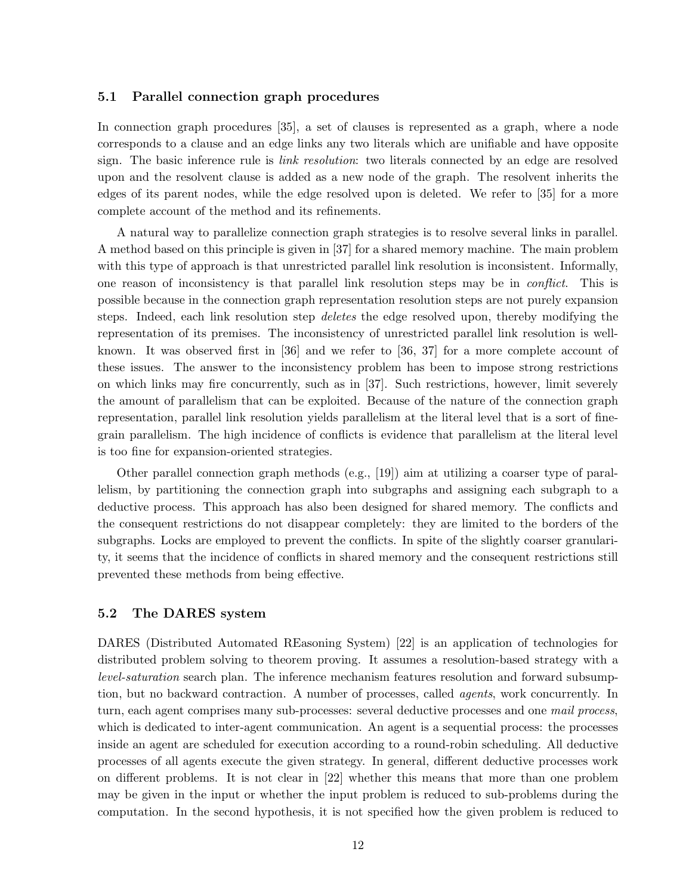### 5.1 Parallel connection graph procedures

In connection graph procedures [35], a set of clauses is represented as a graph, where a node corresponds to a clause and an edge links any two literals which are unifiable and have opposite sign. The basic inference rule is *link resolution*: two literals connected by an edge are resolved upon and the resolvent clause is added as a new node of the graph. The resolvent inherits the edges of its parent nodes, while the edge resolved upon is deleted. We refer to [35] for a more complete account of the method and its refinements.

A natural way to parallelize connection graph strategies is to resolve several links in parallel. A method based on this principle is given in [37] for a shared memory machine. The main problem with this type of approach is that unrestricted parallel link resolution is inconsistent. Informally, one reason of inconsistency is that parallel link resolution steps may be in *conflict*. This is possible because in the connection graph representation resolution steps are not purely expansion steps. Indeed, each link resolution step *deletes* the edge resolved upon, thereby modifying the representation of its premises. The inconsistency of unrestricted parallel link resolution is well-known. It was observed first in [36] and we refer to [36, 37] for a more complete account of these issues. The answer to the inconsistency problem has been to impose strong restrictions on which links may fire concurrently, such as in [37]. Such restrictions, however, limit severely the amount of parallelism that can be exploited. Because of the nature of the connection graph representation, parallel link resolution yields parallelism at the literal level that is a sort of fine-grain parallelism. The high incidence of conflicts is evidence that parallelism at the literal level is too fine for expansion-oriented strategies.

Other parallel connection graph methods (e.g., [19]) aim at utilizing a coarser type of parallelism, by partitioning the connection graph into subgraphs and assigning each subgraph to a deductive process. This approach has also been designed for shared memory. The conflicts and the consequent restrictions do not disappear completely: they are limited to the borders of the subgraphs. Locks are employed to prevent the conflicts. In spite of the slightly coarser granularity, it seems that the incidence of conflicts in shared memory and the consequent restrictions still prevented these methods from being effective.

### 5.2 The DARES system

DARES (Distributed Automated REasoning System) [22] is an application of technologies for distributed problem solving to theorem proving. It assumes a resolution-based strategy with a *level-saturation* search plan. The inference mechanism features resolution and forward subsumption, but no backward contraction. A number of processes, called *agents*, work concurrently. In turn, each agent comprises many sub-processes: several deductive processes and one *mail process*, which is dedicated to inter-agent communication. An agent is a sequential process: the processes inside an agent are scheduled for execution according to a round-robin scheduling. All deductive processes of all agents execute the given strategy. In general, different deductive processes work on different problems. It is not clear in [22] whether this means that more than one problem may be given in the input or whether the input problem is reduced to sub-problems during the computation. In the second hypothesis, it is not specified how the given problem is reduced to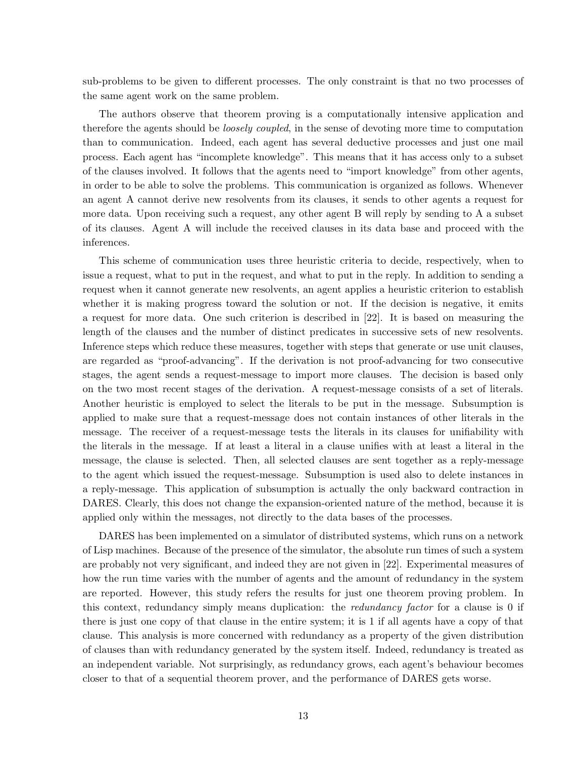sub-problems to be given to different processes. The only constraint is that no two processes of the same agent work on the same problem.

The authors observe that theorem proving is a computationally intensive application and therefore the agents should be *loosely coupled*, in the sense of devoting more time to computation than to communication. Indeed, each agent has several deductive processes and just one mail process. Each agent has "incomplete knowledge". This means that it has access only to a subset of the clauses involved. It follows that the agents need to "import knowledge" from other agents, in order to be able to solve the problems. This communication is organized as follows. Whenever an agent A cannot derive new resolvents from its clauses, it sends to other agents a request for more data. Upon receiving such a request, any other agent B will reply by sending to A a subset of its clauses. Agent A will include the received clauses in its data base and proceed with the inferences.

This scheme of communication uses three heuristic criteria to decide, respectively, when to issue a request, what to put in the request, and what to put in the reply. In addition to sending a request when it cannot generate new resolvents, an agent applies a heuristic criterion to establish whether it is making progress toward the solution or not. If the decision is negative, it emits a request for more data. One such criterion is described in [22]. It is based on measuring the length of the clauses and the number of distinct predicates in successive sets of new resolvents. Inference steps which reduce these measures, together with steps that generate or use unit clauses, are regarded as "proof-advancing". If the derivation is not proof-advancing for two consecutive stages, the agent sends a request-message to import more clauses. The decision is based only on the two most recent stages of the derivation. A request-message consists of a set of literals. Another heuristic is employed to select the literals to be put in the message. Subsumption is applied to make sure that a request-message does not contain instances of other literals in the message. The receiver of a request-message tests the literals in its clauses for unifiability with the literals in the message. If at least a literal in a clause unifies with at least a literal in the message, the clause is selected. Then, all selected clauses are sent together as a reply-message to the agent which issued the request-message. Subsumption is used also to delete instances in a reply-message. This application of subsumption is actually the only backward contraction in DARES. Clearly, this does not change the expansion-oriented nature of the method, because it is applied only within the messages, not directly to the data bases of the processes.

DARES has been implemented on a simulator of distributed systems, which runs on a network of Lisp machines. Because of the presence of the simulator, the absolute run times of such a system are probably not very significant, and indeed they are not given in [22]. Experimental measures of how the run time varies with the number of agents and the amount of redundancy in the system are reported. However, this study refers the results for just one theorem proving problem. In this context, redundancy simply means duplication: the *redundancy factor* for a clause is 0 if there is just one copy of that clause in the entire system; it is 1 if all agents have a copy of that clause. This analysis is more concerned with redundancy as a property of the given distribution of clauses than with redundancy generated by the system itself. Indeed, redundancy is treated as an independent variable. Not surprisingly, as redundancy grows, each agent's behaviour becomes closer to that of a sequential theorem prover, and the performance of DARES gets worse.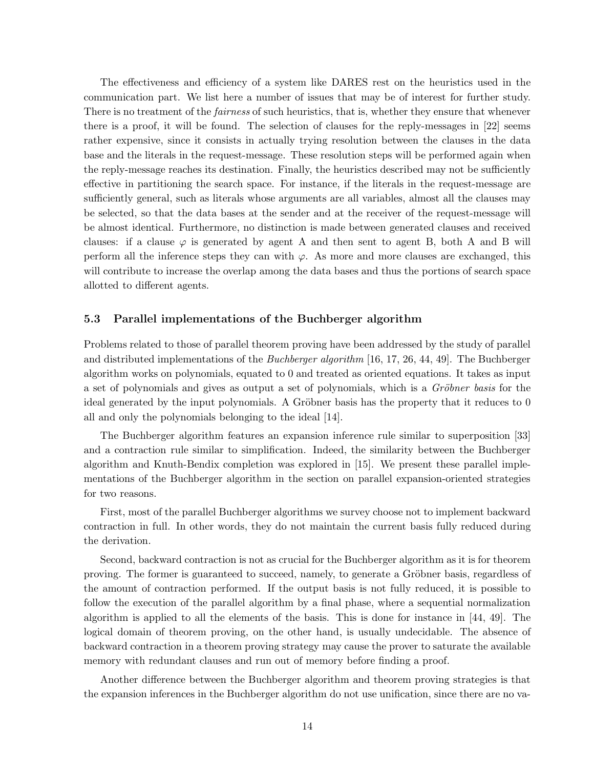The effectiveness and efficiency of a system like DARES rest on the heuristics used in the communication part. We list here a number of issues that may be of interest for further study. There is no treatment of the *fairness* of such heuristics, that is, whether they ensure that whenever there is a proof, it will be found. The selection of clauses for the reply-messages in [22] seems rather expensive, since it consists in actually trying resolution between the clauses in the data base and the literals in the request-message. These resolution steps will be performed again when the reply-message reaches its destination. Finally, the heuristics described may not be sufficiently effective in partitioning the search space. For instance, if the literals in the request-message are sufficiently general, such as literals whose arguments are all variables, almost all the clauses may be selected, so that the data bases at the sender and at the receiver of the request-message will be almost identical. Furthermore, no distinction is made between generated clauses and received clauses: if a clause $\varphi$ is generated by agent A and then sent to agent B, both A and B will perform all the inference steps they can with $\varphi$. As more and more clauses are exchanged, this will contribute to increase the overlap among the data bases and thus the portions of search space allotted to different agents.

### 5.3 Parallel implementations of the Buchberger algorithm

Problems related to those of parallel theorem proving have been addressed by the study of parallel and distributed implementations of the *Buchberger algorithm* [16, 17, 26, 44, 49]. The Buchberger algorithm works on polynomials, equated to 0 and treated as oriented equations. It takes as input a set of polynomials and gives as output a set of polynomials, which is a *Gröbner basis* for the ideal generated by the input polynomials. A Gröbner basis has the property that it reduces to 0 all and only the polynomials belonging to the ideal [14].

The Buchberger algorithm features an expansion inference rule similar to superposition [33] and a contraction rule similar to simplification. Indeed, the similarity between the Buchberger algorithm and Knuth-Bendix completion was explored in [15]. We present these parallel implementations of the Buchberger algorithm in the section on parallel expansion-oriented strategies for two reasons.

First, most of the parallel Buchberger algorithms we survey choose not to implement backward contraction in full. In other words, they do not maintain the current basis fully reduced during the derivation.

Second, backward contraction is not as crucial for the Buchberger algorithm as it is for theorem proving. The former is guaranteed to succeed, namely, to generate a Gröbner basis, regardless of the amount of contraction performed. If the output basis is not fully reduced, it is possible to follow the execution of the parallel algorithm by a final phase, where a sequential normalization algorithm is applied to all the elements of the basis. This is done for instance in [44, 49]. The logical domain of theorem proving, on the other hand, is usually undecidable. The absence of backward contraction in a theorem proving strategy may cause the prover to saturate the available memory with redundant clauses and run out of memory before finding a proof.

Another difference between the Buchberger algorithm and theorem proving strategies is that the expansion inferences in the Buchberger algorithm do not use unification, since there are no va-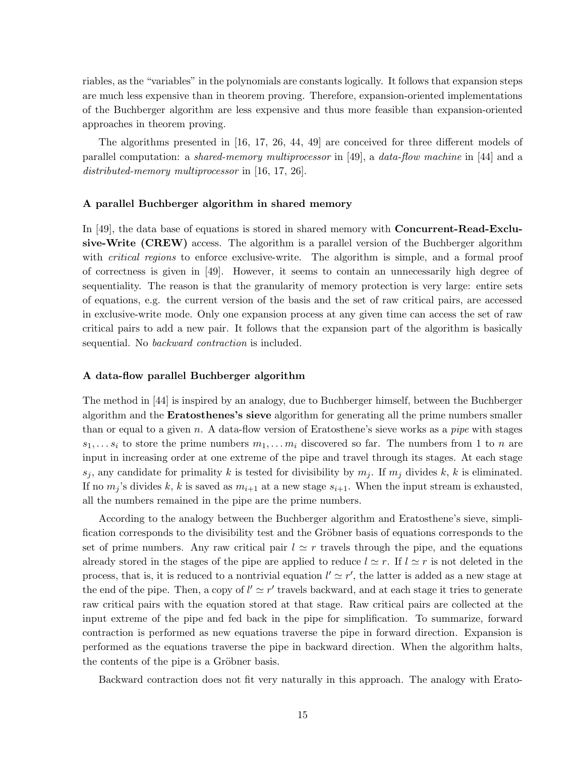riables, as the "variables" in the polynomials are constants logically. It follows that expansion steps are much less expensive than in theorem proving. Therefore, expansion-oriented implementations of the Buchberger algorithm are less expensive and thus more feasible than expansion-oriented approaches in theorem proving.

The algorithms presented in [16, 17, 26, 44, 49] are conceived for three different models of parallel computation: a *shared-memory multiprocessor* in [49], a *data-flow machine* in [44] and a *distributed-memory multiprocessor* in [16, 17, 26].

### A parallel Buchberger algorithm in shared memory

In [49], the data base of equations is stored in shared memory with **Concurrent-Read-Exclusive-Write (CREW)** access. The algorithm is a parallel version of the Buchberger algorithm with *critical regions* to enforce exclusive-write. The algorithm is simple, and a formal proof of correctness is given in [49]. However, it seems to contain an unnecessarily high degree of sequentiality. The reason is that the granularity of memory protection is very large: entire sets of equations, e.g. the current version of the basis and the set of raw critical pairs, are accessed in exclusive-write mode. Only one expansion process at any given time can access the set of raw critical pairs to add a new pair. It follows that the expansion part of the algorithm is basically sequential. No *backward contraction* is included.

### A data-flow parallel Buchberger algorithm

The method in [44] is inspired by an analogy, due to Buchberger himself, between the Buchberger algorithm and the **Eratosthenes's sieve** algorithm for generating all the prime numbers smaller than or equal to a given $n$. A data-flow version of Eratosthene's sieve works as a *pipe* with stages $s_1, \dots s_i$ to store the prime numbers $m_1, \dots m_i$ discovered so far. The numbers from 1 to $n$ are input in increasing order at one extreme of the pipe and travel through its stages. At each stage $s_j$, any candidate for primality $k$ is tested for divisibility by $m_j$. If $m_j$ divides $k$, $k$ is eliminated. If no $m_j$'s divides $k$, $k$ is saved as $m_{i+1}$ at a new stage $s_{i+1}$. When the input stream is exhausted, all the numbers remained in the pipe are the prime numbers.

According to the analogy between the Buchberger algorithm and Eratosthene's sieve, simplification corresponds to the divisibility test and the Gröbner basis of equations corresponds to the set of prime numbers. Any raw critical pair $l \simeq r$ travels through the pipe, and the equations already stored in the stages of the pipe are applied to reduce $l \simeq r$. If $l \simeq r$ is not deleted in the process, that is, it is reduced to a nontrivial equation $l' \simeq r'$, the latter is added as a new stage at the end of the pipe. Then, a copy of $l' \simeq r'$ travels backward, and at each stage it tries to generate raw critical pairs with the equation stored at that stage. Raw critical pairs are collected at the input extreme of the pipe and fed back in the pipe for simplification. To summarize, forward contraction is performed as new equations traverse the pipe in forward direction. Expansion is performed as the equations traverse the pipe in backward direction. When the algorithm halts, the contents of the pipe is a Gröbner basis.

Backward contraction does not fit very naturally in this approach. The analogy with Erato-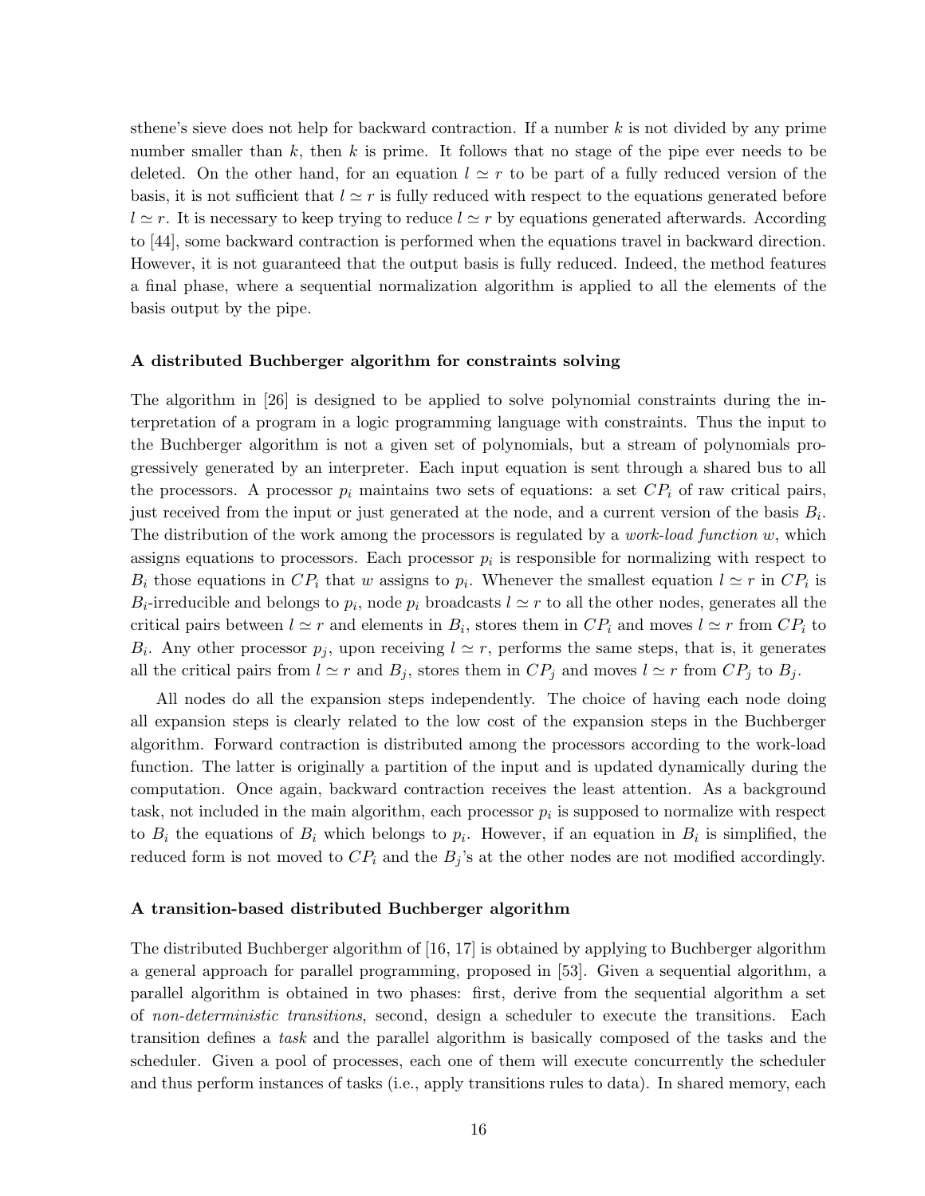sthene's sieve does not help for backward contraction. If a number $k$ is not divided by any prime number smaller than $k$, then $k$ is prime. It follows that no stage of the pipe ever needs to be deleted. On the other hand, for an equation $l \simeq r$ to be part of a fully reduced version of the basis, it is not sufficient that $l \simeq r$ is fully reduced with respect to the equations generated before $l \simeq r$. It is necessary to keep trying to reduce $l \simeq r$ by equations generated afterwards. According to [44], some backward contraction is performed when the equations travel in backward direction. However, it is not guaranteed that the output basis is fully reduced. Indeed, the method features a final phase, where a sequential normalization algorithm is applied to all the elements of the basis output by the pipe.

### A distributed Buchberger algorithm for constraints solving

The algorithm in [26] is designed to be applied to solve polynomial constraints during the interpretation of a program in a logic programming language with constraints. Thus the input to the Buchberger algorithm is not a given set of polynomials, but a stream of polynomials progressively generated by an interpreter. Each input equation is sent through a shared bus to all the processors. A processor $p_i$ maintains two sets of equations: a set $CP_i$ of raw critical pairs, just received from the input or just generated at the node, and a current version of the basis $B_i$. The distribution of the work among the processors is regulated by a *work-load function* $w$, which assigns equations to processors. Each processor $p_i$ is responsible for normalizing with respect to $B_i$ those equations in $CP_i$ that $w$ assigns to $p_i$. Whenever the smallest equation $l \simeq r$ in $CP_i$ is $B_i$-irreducible and belongs to $p_i$, node $p_i$ broadcasts $l \simeq r$ to all the other nodes, generates all the critical pairs between $l \simeq r$ and elements in $B_i$, stores them in $CP_i$ and moves $l \simeq r$ from $CP_i$ to $B_i$. Any other processor $p_j$, upon receiving $l \simeq r$, performs the same steps, that is, it generates all the critical pairs from $l \simeq r$ and $B_j$, stores them in $CP_j$ and moves $l \simeq r$ from $CP_j$ to $B_j$.

All nodes do all the expansion steps independently. The choice of having each node doing all expansion steps is clearly related to the low cost of the expansion steps in the Buchberger algorithm. Forward contraction is distributed among the processors according to the work-load function. The latter is originally a partition of the input and is updated dynamically during the computation. Once again, backward contraction receives the least attention. As a background task, not included in the main algorithm, each processor $p_i$ is supposed to normalize with respect to $B_i$ the equations of $B_i$ which belongs to $p_i$. However, if an equation in $B_i$ is simplified, the reduced form is not moved to $CP_i$ and the $B_j$'s at the other nodes are not modified accordingly.

### A transition-based distributed Buchberger algorithm

The distributed Buchberger algorithm of [16, 17] is obtained by applying to Buchberger algorithm a general approach for parallel programming, proposed in [53]. Given a sequential algorithm, a parallel algorithm is obtained in two phases: first, derive from the sequential algorithm a set of *non-deterministic transitions*, second, design a scheduler to execute the transitions. Each transition defines a *task* and the parallel algorithm is basically composed of the tasks and the scheduler. Given a pool of processes, each one of them will execute concurrently the scheduler and thus perform instances of tasks (i.e., apply transitions rules to data). In shared memory, each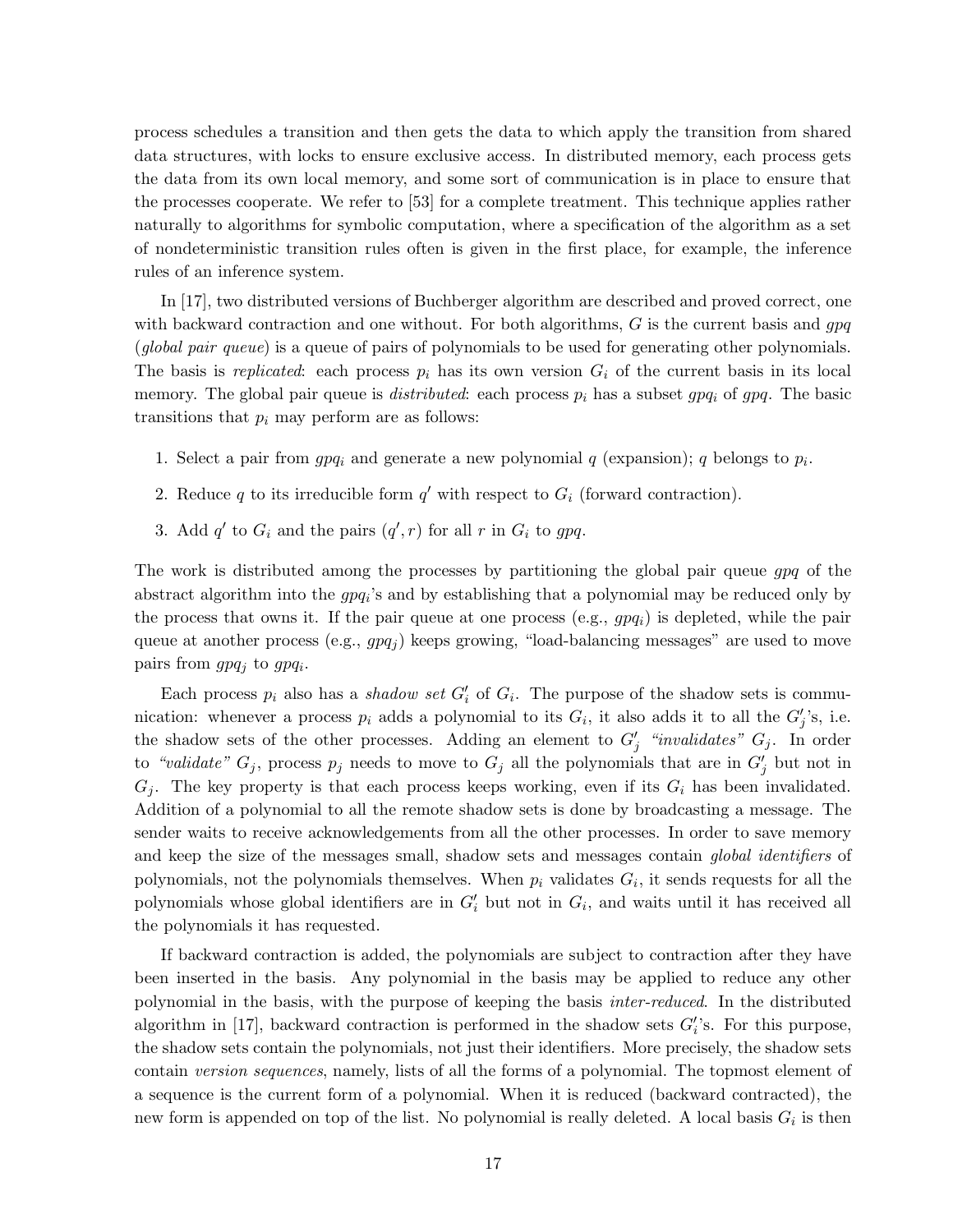process schedules a transition and then gets the data to which apply the transition from shared data structures, with locks to ensure exclusive access. In distributed memory, each process gets the data from its own local memory, and some sort of communication is in place to ensure that the processes cooperate. We refer to [53] for a complete treatment. This technique applies rather naturally to algorithms for symbolic computation, where a specification of the algorithm as a set of nondeterministic transition rules often is given in the first place, for example, the inference rules of an inference system.

In [17], two distributed versions of Buchberger algorithm are described and proved correct, one with backward contraction and one without. For both algorithms, $G$ is the current basis and *gpq* (*global pair queue*) is a queue of pairs of polynomials to be used for generating other polynomials. The basis is *replicated*: each process $p_i$ has its own version $G_i$ of the current basis in its local memory. The global pair queue is *distributed*: each process $p_i$ has a subset $gpq_i$ of *gpq*. The basic transitions that $p_i$ may perform are as follows:

1. Select a pair from $gpq_i$ and generate a new polynomial $q$ (expansion); $q$ belongs to $p_i$.
2. Reduce $q$ to its irreducible form $q'$ with respect to $G_i$ (forward contraction).
3. Add $q'$ to $G_i$ and the pairs $(q', r)$ for all $r$ in $G_i$ to *gpq*.

The work is distributed among the processes by partitioning the global pair queue *gpq* of the abstract algorithm into the $gpq_i$'s and by establishing that a polynomial may be reduced only by the process that owns it. If the pair queue at one process (e.g., $gpq_i$) is depleted, while the pair queue at another process (e.g., $gpq_j$) keeps growing, "load-balancing messages" are used to move pairs from $gpq_j$ to $gpq_i$.

Each process $p_i$ also has a *shadow set* $G'_i$ of $G_i$. The purpose of the shadow sets is communication: whenever a process $p_i$ adds a polynomial to its $G_i$, it also adds it to all the $G'_j$'s, i.e. the shadow sets of the other processes. Adding an element to $G'_j$ *"invalidates"* $G_j$. In order to *"validate"* $G_j$, process $p_j$ needs to move to $G_j$ all the polynomials that are in $G'_j$ but not in $G_j$. The key property is that each process keeps working, even if its $G_i$ has been invalidated. Addition of a polynomial to all the remote shadow sets is done by broadcasting a message. The sender waits to receive acknowledgements from all the other processes. In order to save memory and keep the size of the messages small, shadow sets and messages contain *global identifiers* of polynomials, not the polynomials themselves. When $p_i$ validates $G_i$, it sends requests for all the polynomials whose global identifiers are in $G'_i$ but not in $G_i$, and waits until it has received all the polynomials it has requested.

If backward contraction is added, the polynomials are subject to contraction after they have been inserted in the basis. Any polynomial in the basis may be applied to reduce any other polynomial in the basis, with the purpose of keeping the basis *inter-reduced*. In the distributed algorithm in [17], backward contraction is performed in the shadow sets $G'_i$'s. For this purpose, the shadow sets contain the polynomials, not just their identifiers. More precisely, the shadow sets contain *version sequences*, namely, lists of all the forms of a polynomial. The topmost element of a sequence is the current form of a polynomial. When it is reduced (backward contracted), the new form is appended on top of the list. No polynomial is really deleted. A local basis $G_i$ is then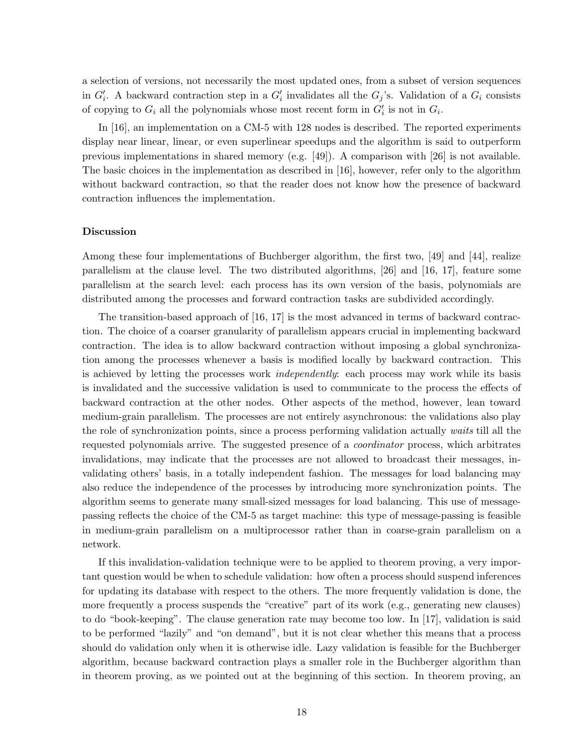a selection of versions, not necessarily the most updated ones, from a subset of version sequences in $G'_i$. A backward contraction step in a $G'_i$ invalidates all the $G_j$'s. Validation of a $G_i$ consists of copying to $G_i$ all the polynomials whose most recent form in $G'_i$ is not in $G_i$.

In [16], an implementation on a CM-5 with 128 nodes is described. The reported experiments display near linear, linear, or even superlinear speedups and the algorithm is said to outperform previous implementations in shared memory (e.g. [49]). A comparison with [26] is not available. The basic choices in the implementation as described in [16], however, refer only to the algorithm without backward contraction, so that the reader does not know how the presence of backward contraction influences the implementation.

### Discussion

Among these four implementations of Buchberger algorithm, the first two, [49] and [44], realize parallelism at the clause level. The two distributed algorithms, [26] and [16, 17], feature some parallelism at the search level: each process has its own version of the basis, polynomials are distributed among the processes and forward contraction tasks are subdivided accordingly.

The transition-based approach of [16, 17] is the most advanced in terms of backward contraction. The choice of a coarser granularity of parallelism appears crucial in implementing backward contraction. The idea is to allow backward contraction without imposing a global synchronization among the processes whenever a basis is modified locally by backward contraction. This is achieved by letting the processes work *independently*: each process may work while its basis is invalidated and the successive validation is used to communicate to the process the effects of backward contraction at the other nodes. Other aspects of the method, however, lean toward medium-grain parallelism. The processes are not entirely asynchronous: the validations also play the role of synchronization points, since a process performing validation actually *waits* till all the requested polynomials arrive. The suggested presence of a *coordinator* process, which arbitrates invalidations, may indicate that the processes are not allowed to broadcast their messages, invalidating others' basis, in a totally independent fashion. The messages for load balancing may also reduce the independence of the processes by introducing more synchronization points. The algorithm seems to generate many small-sized messages for load balancing. This use of message-passing reflects the choice of the CM-5 as target machine: this type of message-passing is feasible in medium-grain parallelism on a multiprocessor rather than in coarse-grain parallelism on a network.

If this invalidation-validation technique were to be applied to theorem proving, a very important question would be when to schedule validation: how often a process should suspend inferences for updating its database with respect to the others. The more frequently validation is done, the more frequently a process suspends the "creative" part of its work (e.g., generating new clauses) to do "book-keeping". The clause generation rate may become too low. In [17], validation is said to be performed "lazily" and "on demand", but it is not clear whether this means that a process should do validation only when it is otherwise idle. Lazy validation is feasible for the Buchberger algorithm, because backward contraction plays a smaller role in the Buchberger algorithm than in theorem proving, as we pointed out at the beginning of this section. In theorem proving, an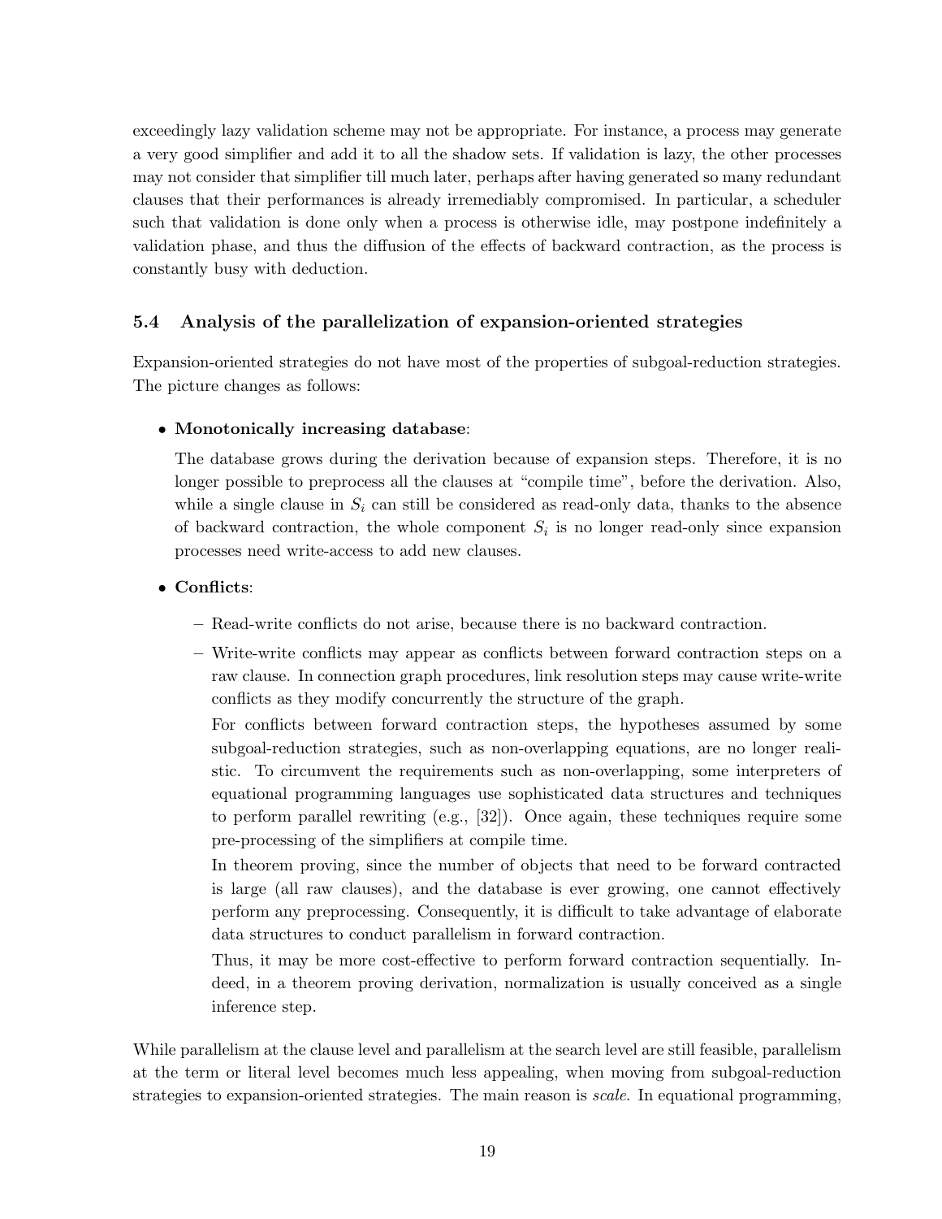exceedingly lazy validation scheme may not be appropriate. For instance, a process may generate a very good simplifier and add it to all the shadow sets. If validation is lazy, the other processes may not consider that simplifier till much later, perhaps after having generated so many redundant clauses that their performances is already irremediably compromised. In particular, a scheduler such that validation is done only when a process is otherwise idle, may postpone indefinitely a validation phase, and thus the diffusion of the effects of backward contraction, as the process is constantly busy with deduction.

### 5.4 Analysis of the parallelization of expansion-oriented strategies

Expansion-oriented strategies do not have most of the properties of subgoal-reduction strategies. The picture changes as follows:

- **Monotonically increasing database**:

  The database grows during the derivation because of expansion steps. Therefore, it is no longer possible to preprocess all the clauses at "compile time", before the derivation. Also, while a single clause in $S_i$ can still be considered as read-only data, thanks to the absence of backward contraction, the whole component $S_i$ is no longer read-only since expansion processes need write-access to add new clauses.

- **Conflicts**:

  – Read-write conflicts do not arise, because there is no backward contraction.

  – Write-write conflicts may appear as conflicts between forward contraction steps on a raw clause. In connection graph procedures, link resolution steps may cause write-write conflicts as they modify concurrently the structure of the graph.

    For conflicts between forward contraction steps, the hypotheses assumed by some subgoal-reduction strategies, such as non-overlapping equations, are no longer realistic. To circumvent the requirements such as non-overlapping, some interpreters of equational programming languages use sophisticated data structures and techniques to perform parallel rewriting (e.g., [32]). Once again, these techniques require some pre-processing of the simplifiers at compile time.

    In theorem proving, since the number of objects that need to be forward contracted is large (all raw clauses), and the database is ever growing, one cannot effectively perform any preprocessing. Consequently, it is difficult to take advantage of elaborate data structures to conduct parallelism in forward contraction.

    Thus, it may be more cost-effective to perform forward contraction sequentially. Indeed, in a theorem proving derivation, normalization is usually conceived as a single inference step.

While parallelism at the clause level and parallelism at the search level are still feasible, parallelism at the term or literal level becomes much less appealing, when moving from subgoal-reduction strategies to expansion-oriented strategies. The main reason is *scale*. In equational programming,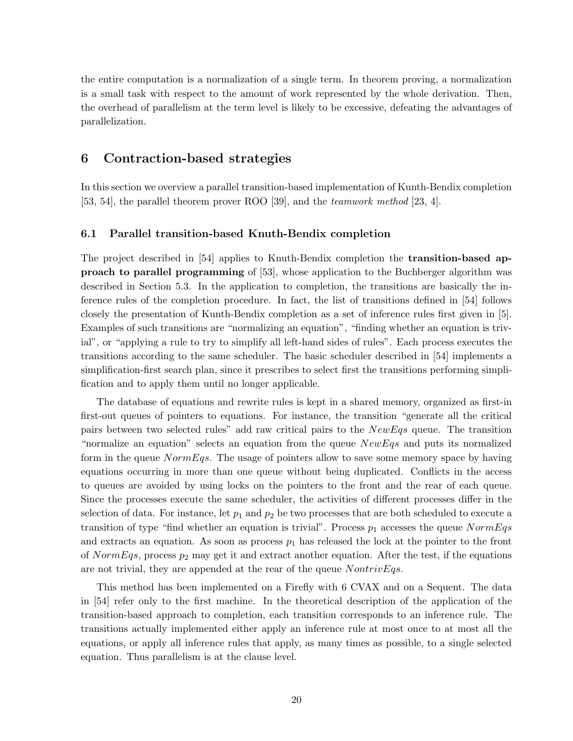the entire computation is a normalization of a single term. In theorem proving, a normalization is a small task with respect to the amount of work represented by the whole derivation. Then, the overhead of parallelism at the term level is likely to be excessive, defeating the advantages of parallelization.

## 6 Contraction-based strategies

In this section we overview a parallel transition-based implementation of Kunth-Bendix completion [53, 54], the parallel theorem prover ROO [39], and the *teamwork method* [23, 4].

### 6.1 Parallel transition-based Knuth-Bendix completion

The project described in [54] applies to Knuth-Bendix completion the **transition-based approach to parallel programming** of [53], whose application to the Buchberger algorithm was described in Section 5.3. In the application to completion, the transitions are basically the inference rules of the completion procedure. In fact, the list of transitions defined in [54] follows closely the presentation of Kunth-Bendix completion as a set of inference rules first given in [5]. Examples of such transitions are "normalizing an equation", "finding whether an equation is trivial", or "applying a rule to try to simplify all left-hand sides of rules". Each process executes the transitions according to the same scheduler. The basic scheduler described in [54] implements a simplification-first search plan, since it prescribes to select first the transitions performing simplification and to apply them until no longer applicable.

The database of equations and rewrite rules is kept in a shared memory, organized as first-in first-out queues of pointers to equations. For instance, the transition "generate all the critical pairs between two selected rules" add raw critical pairs to the $NewEqs$ queue. The transition "normalize an equation" selects an equation from the queue $NewEqs$ and puts its normalized form in the queue $NormEqs$. The usage of pointers allow to save some memory space by having equations occurring in more than one queue without being duplicated. Conflicts in the access to queues are avoided by using locks on the pointers to the front and the rear of each queue. Since the processes execute the same scheduler, the activities of different processes differ in the selection of data. For instance, let $p_1$ and $p_2$ be two processes that are both scheduled to execute a transition of type "find whether an equation is trivial". Process $p_1$ accesses the queue $NormEqs$ and extracts an equation. As soon as process $p_1$ has released the lock at the pointer to the front of $NormEqs$, process $p_2$ may get it and extract another equation. After the test, if the equations are not trivial, they are appended at the rear of the queue $NontrivEqs$.

This method has been implemented on a Firefly with 6 CVAX and on a Sequent. The data in [54] refer only to the first machine. In the theoretical description of the application of the transition-based approach to completion, each transition corresponds to an inference rule. The transitions actually implemented either apply an inference rule at most once to at most all the equations, or apply all inference rules that apply, as many times as possible, to a single selected equation. Thus parallelism is at the clause level.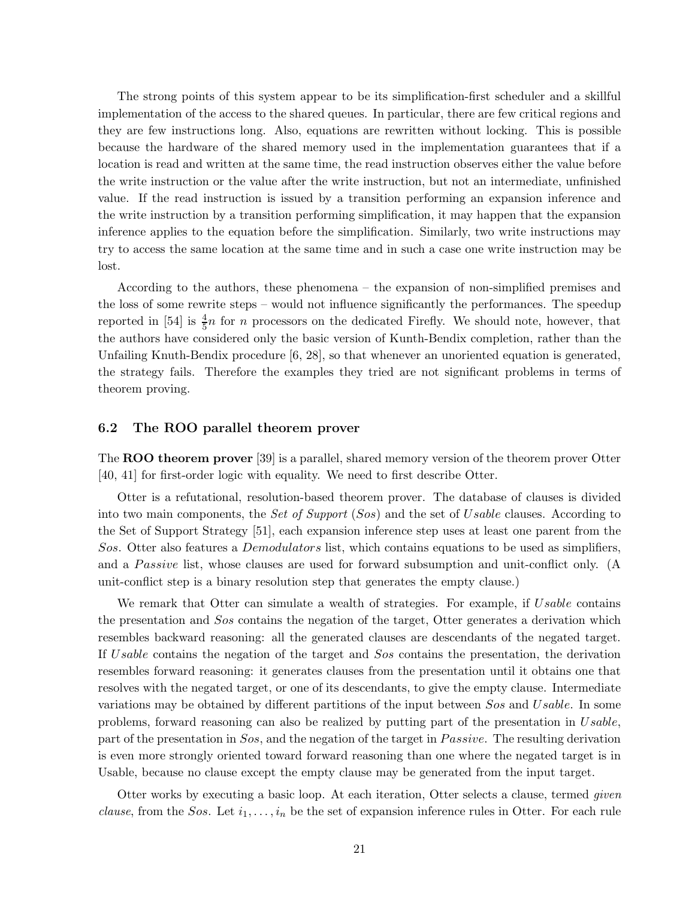The strong points of this system appear to be its simplification-first scheduler and a skillful implementation of the access to the shared queues. In particular, there are few critical regions and they are few instructions long. Also, equations are rewritten without locking. This is possible because the hardware of the shared memory used in the implementation guarantees that if a location is read and written at the same time, the read instruction observes either the value before the write instruction or the value after the write instruction, but not an intermediate, unfinished value. If the read instruction is issued by a transition performing an expansion inference and the write instruction by a transition performing simplification, it may happen that the expansion inference applies to the equation before the simplification. Similarly, two write instructions may try to access the same location at the same time and in such a case one write instruction may be lost.

According to the authors, these phenomena – the expansion of non-simplified premises and the loss of some rewrite steps – would not influence significantly the performances. The speedup reported in [54] is $\frac{4}{5}n$ for $n$ processors on the dedicated Firefly. We should note, however, that the authors have considered only the basic version of Kunth-Bendix completion, rather than the Unfailing Knuth-Bendix procedure [6, 28], so that whenever an unoriented equation is generated, the strategy fails. Therefore the examples they tried are not significant problems in terms of theorem proving.

### 6.2 The ROO parallel theorem prover

The **ROO theorem prover** [39] is a parallel, shared memory version of the theorem prover Otter [40, 41] for first-order logic with equality. We need to first describe Otter.

Otter is a refutational, resolution-based theorem prover. The database of clauses is divided into two main components, the *Set of Support* (*Sos*) and the set of *Usable* clauses. According to the Set of Support Strategy [51], each expansion inference step uses at least one parent from the *Sos*. Otter also features a *Demodulators* list, which contains equations to be used as simplifiers, and a *Passive* list, whose clauses are used for forward subsumption and unit-conflict only. (A unit-conflict step is a binary resolution step that generates the empty clause.)

We remark that Otter can simulate a wealth of strategies. For example, if *Usable* contains the presentation and *Sos* contains the negation of the target, Otter generates a derivation which resembles backward reasoning: all the generated clauses are descendants of the negated target. If *Usable* contains the negation of the target and *Sos* contains the presentation, the derivation resembles forward reasoning: it generates clauses from the presentation until it obtains one that resolves with the negated target, or one of its descendants, to give the empty clause. Intermediate variations may be obtained by different partitions of the input between *Sos* and *Usable*. In some problems, forward reasoning can also be realized by putting part of the presentation in *Usable*, part of the presentation in *Sos*, and the negation of the target in *Passive*. The resulting derivation is even more strongly oriented toward forward reasoning than one where the negated target is in Usable, because no clause except the empty clause may be generated from the input target.

Otter works by executing a basic loop. At each iteration, Otter selects a clause, termed *given clause*, from the *Sos*. Let $i_1, \ldots, i_n$ be the set of expansion inference rules in Otter. For each rule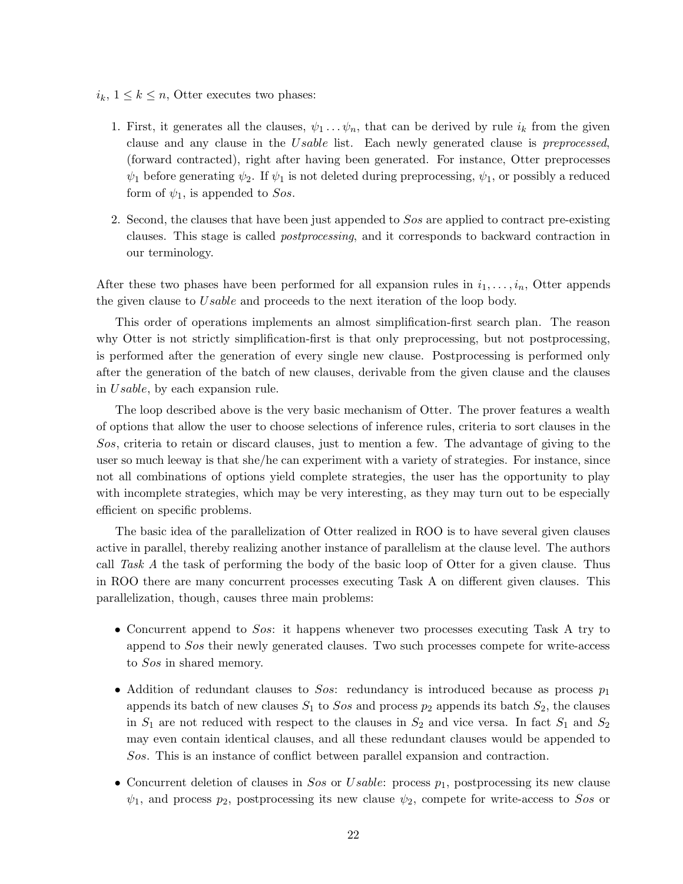$i_k$, $1 \leq k \leq n$, Otter executes two phases:

1. First, it generates all the clauses, $\psi_1 \ldots \psi_n$, that can be derived by rule $i_k$ from the given clause and any clause in the $Usable$ list. Each newly generated clause is *preprocessed*, (forward contracted), right after having been generated. For instance, Otter preprocesses $\psi_1$ before generating $\psi_2$. If $\psi_1$ is not deleted during preprocessing, $\psi_1$, or possibly a reduced form of $\psi_1$, is appended to $Sos$.

2. Second, the clauses that have been just appended to $Sos$ are applied to contract pre-existing clauses. This stage is called *postprocessing*, and it corresponds to backward contraction in our terminology.

After these two phases have been performed for all expansion rules in $i_1, \ldots, i_n$, Otter appends the given clause to $Usable$ and proceeds to the next iteration of the loop body.

This order of operations implements an almost simplification-first search plan. The reason why Otter is not strictly simplification-first is that only preprocessing, but not postprocessing, is performed after the generation of every single new clause. Postprocessing is performed only after the generation of the batch of new clauses, derivable from the given clause and the clauses in $Usable$, by each expansion rule.

The loop described above is the very basic mechanism of Otter. The prover features a wealth of options that allow the user to choose selections of inference rules, criteria to sort clauses in the $Sos$, criteria to retain or discard clauses, just to mention a few. The advantage of giving to the user so much leeway is that she/he can experiment with a variety of strategies. For instance, since not all combinations of options yield complete strategies, the user has the opportunity to play with incomplete strategies, which may be very interesting, as they may turn out to be especially efficient on specific problems.

The basic idea of the parallelization of Otter realized in ROO is to have several given clauses active in parallel, thereby realizing another instance of parallelism at the clause level. The authors call *Task A* the task of performing the body of the basic loop of Otter for a given clause. Thus in ROO there are many concurrent processes executing Task A on different given clauses. This parallelization, though, causes three main problems:

- Concurrent append to $Sos$: it happens whenever two processes executing Task A try to append to $Sos$ their newly generated clauses. Two such processes compete for write-access to $Sos$ in shared memory.

- Addition of redundant clauses to $Sos$: redundancy is introduced because as process $p_1$ appends its batch of new clauses $S_1$ to $Sos$ and process $p_2$ appends its batch $S_2$, the clauses in $S_1$ are not reduced with respect to the clauses in $S_2$ and vice versa. In fact $S_1$ and $S_2$ may even contain identical clauses, and all these redundant clauses would be appended to $Sos$. This is an instance of conflict between parallel expansion and contraction.

- Concurrent deletion of clauses in $Sos$ or $Usable$: process $p_1$, postprocessing its new clause $\psi_1$, and process $p_2$, postprocessing its new clause $\psi_2$, compete for write-access to $Sos$ or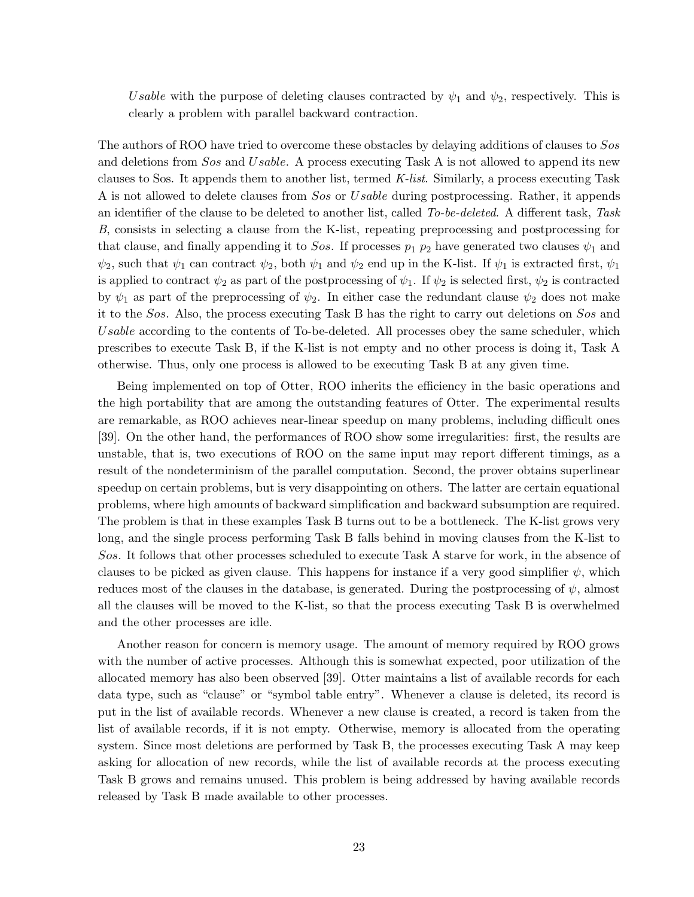*Usable* with the purpose of deleting clauses contracted by $\psi_1$ and $\psi_2$, respectively. This is clearly a problem with parallel backward contraction.

The authors of ROO have tried to overcome these obstacles by delaying additions of clauses to *Sos* and deletions from *Sos* and *Usable*. A process executing Task A is not allowed to append its new clauses to Sos. It appends them to another list, termed *K-list*. Similarly, a process executing Task A is not allowed to delete clauses from *Sos* or *Usable* during postprocessing. Rather, it appends an identifier of the clause to be deleted to another list, called *To-be-deleted*. A different task, *Task B*, consists in selecting a clause from the K-list, repeating preprocessing and postprocessing for that clause, and finally appending it to *Sos*. If processes $p_1$ $p_2$ have generated two clauses $\psi_1$ and $\psi_2$, such that $\psi_1$ can contract $\psi_2$, both $\psi_1$ and $\psi_2$ end up in the K-list. If $\psi_1$ is extracted first, $\psi_1$ is applied to contract $\psi_2$ as part of the postprocessing of $\psi_1$. If $\psi_2$ is selected first, $\psi_2$ is contracted by $\psi_1$ as part of the preprocessing of $\psi_2$. In either case the redundant clause $\psi_2$ does not make it to the *Sos*. Also, the process executing Task B has the right to carry out deletions on *Sos* and *Usable* according to the contents of To-be-deleted. All processes obey the same scheduler, which prescribes to execute Task B, if the K-list is not empty and no other process is doing it, Task A otherwise. Thus, only one process is allowed to be executing Task B at any given time.

Being implemented on top of Otter, ROO inherits the efficiency in the basic operations and the high portability that are among the outstanding features of Otter. The experimental results are remarkable, as ROO achieves near-linear speedup on many problems, including difficult ones [39]. On the other hand, the performances of ROO show some irregularities: first, the results are unstable, that is, two executions of ROO on the same input may report different timings, as a result of the nondeterminism of the parallel computation. Second, the prover obtains superlinear speedup on certain problems, but is very disappointing on others. The latter are certain equational problems, where high amounts of backward simplification and backward subsumption are required. The problem is that in these examples Task B turns out to be a bottleneck. The K-list grows very long, and the single process performing Task B falls behind in moving clauses from the K-list to *Sos*. It follows that other processes scheduled to execute Task A starve for work, in the absence of clauses to be picked as given clause. This happens for instance if a very good simplifier $\psi$, which reduces most of the clauses in the database, is generated. During the postprocessing of $\psi$, almost all the clauses will be moved to the K-list, so that the process executing Task B is overwhelmed and the other processes are idle.

Another reason for concern is memory usage. The amount of memory required by ROO grows with the number of active processes. Although this is somewhat expected, poor utilization of the allocated memory has also been observed [39]. Otter maintains a list of available records for each data type, such as "clause" or "symbol table entry". Whenever a clause is deleted, its record is put in the list of available records. Whenever a new clause is created, a record is taken from the list of available records, if it is not empty. Otherwise, memory is allocated from the operating system. Since most deletions are performed by Task B, the processes executing Task A may keep asking for allocation of new records, while the list of available records at the process executing Task B grows and remains unused. This problem is being addressed by having available records released by Task B made available to other processes.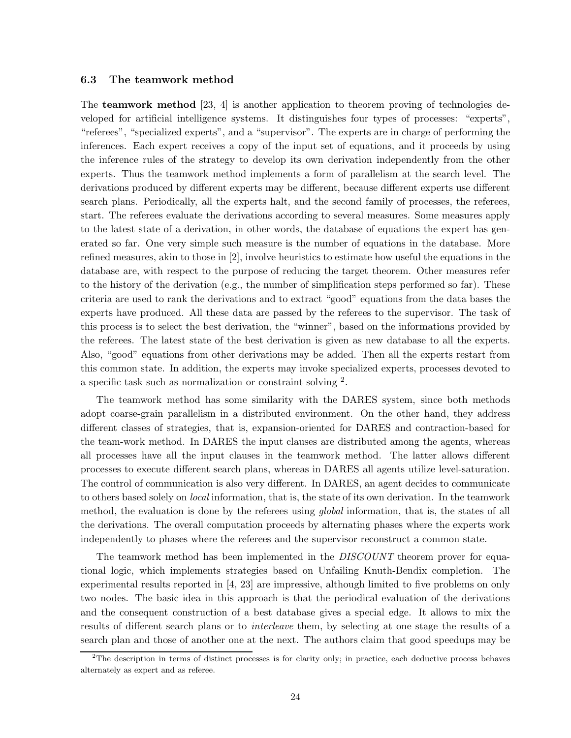### 6.3 The teamwork method

The **teamwork method** [23, 4] is another application to theorem proving of technologies developed for artificial intelligence systems. It distinguishes four types of processes: "experts", "referees", "specialized experts", and a "supervisor". The experts are in charge of performing the inferences. Each expert receives a copy of the input set of equations, and it proceeds by using the inference rules of the strategy to develop its own derivation independently from the other experts. Thus the teamwork method implements a form of parallelism at the search level. The derivations produced by different experts may be different, because different experts use different search plans. Periodically, all the experts halt, and the second family of processes, the referees, start. The referees evaluate the derivations according to several measures. Some measures apply to the latest state of a derivation, in other words, the database of equations the expert has generated so far. One very simple such measure is the number of equations in the database. More refined measures, akin to those in [2], involve heuristics to estimate how useful the equations in the database are, with respect to the purpose of reducing the target theorem. Other measures refer to the history of the derivation (e.g., the number of simplification steps performed so far). These criteria are used to rank the derivations and to extract "good" equations from the data bases the experts have produced. All these data are passed by the referees to the supervisor. The task of this process is to select the best derivation, the "winner", based on the informations provided by the referees. The latest state of the best derivation is given as new database to all the experts. Also, "good" equations from other derivations may be added. Then all the experts restart from this common state. In addition, the experts may invoke specialized experts, processes devoted to a specific task such as normalization or constraint solving [2].

The teamwork method has some similarity with the DARES system, since both methods adopt coarse-grain parallelism in a distributed environment. On the other hand, they address different classes of strategies, that is, expansion-oriented for DARES and contraction-based for the team-work method. In DARES the input clauses are distributed among the agents, whereas all processes have all the input clauses in the teamwork method. The latter allows different processes to execute different search plans, whereas in DARES all agents utilize level-saturation. The control of communication is also very different. In DARES, an agent decides to communicate to others based solely on *local* information, that is, the state of its own derivation. In the teamwork method, the evaluation is done by the referees using *global* information, that is, the states of all the derivations. The overall computation proceeds by alternating phases where the experts work independently to phases where the referees and the supervisor reconstruct a common state.

The teamwork method has been implemented in the *DISCOUNT* theorem prover for equational logic, which implements strategies based on Unfailing Knuth-Bendix completion. The experimental results reported in [4, 23] are impressive, although limited to five problems on only two nodes. The basic idea in this approach is that the periodical evaluation of the derivations and the consequent construction of a best database gives a special edge. It allows to mix the results of different search plans or to *interleave* them, by selecting at one stage the results of a search plan and those of another one at the next. The authors claim that good speedups may be

[2] The description in terms of distinct processes is for clarity only; in practice, each deductive process behaves alternately as expert and as referee.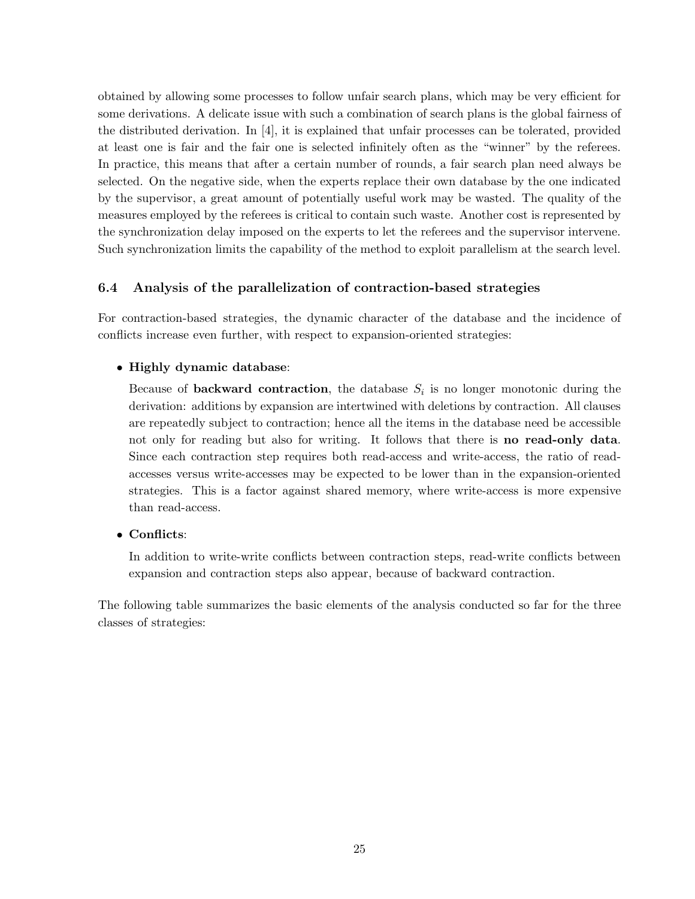obtained by allowing some processes to follow unfair search plans, which may be very efficient for some derivations. A delicate issue with such a combination of search plans is the global fairness of the distributed derivation. In [4], it is explained that unfair processes can be tolerated, provided at least one is fair and the fair one is selected infinitely often as the "winner" by the referees. In practice, this means that after a certain number of rounds, a fair search plan need always be selected. On the negative side, when the experts replace their own database by the one indicated by the supervisor, a great amount of potentially useful work may be wasted. The quality of the measures employed by the referees is critical to contain such waste. Another cost is represented by the synchronization delay imposed on the experts to let the referees and the supervisor intervene. Such synchronization limits the capability of the method to exploit parallelism at the search level.

### 6.4 Analysis of the parallelization of contraction-based strategies

For contraction-based strategies, the dynamic character of the database and the incidence of conflicts increase even further, with respect to expansion-oriented strategies:

- **Highly dynamic database**:

  Because of **backward contraction**, the database $S_i$ is no longer monotonic during the derivation: additions by expansion are intertwined with deletions by contraction. All clauses are repeatedly subject to contraction; hence all the items in the database need be accessible not only for reading but also for writing. It follows that there is **no read-only data**. Since each contraction step requires both read-access and write-access, the ratio of read-accesses versus write-accesses may be expected to be lower than in the expansion-oriented strategies. This is a factor against shared memory, where write-access is more expensive than read-access.

- **Conflicts**:

  In addition to write-write conflicts between contraction steps, read-write conflicts between expansion and contraction steps also appear, because of backward contraction.

The following table summarizes the basic elements of the analysis conducted so far for the three classes of strategies: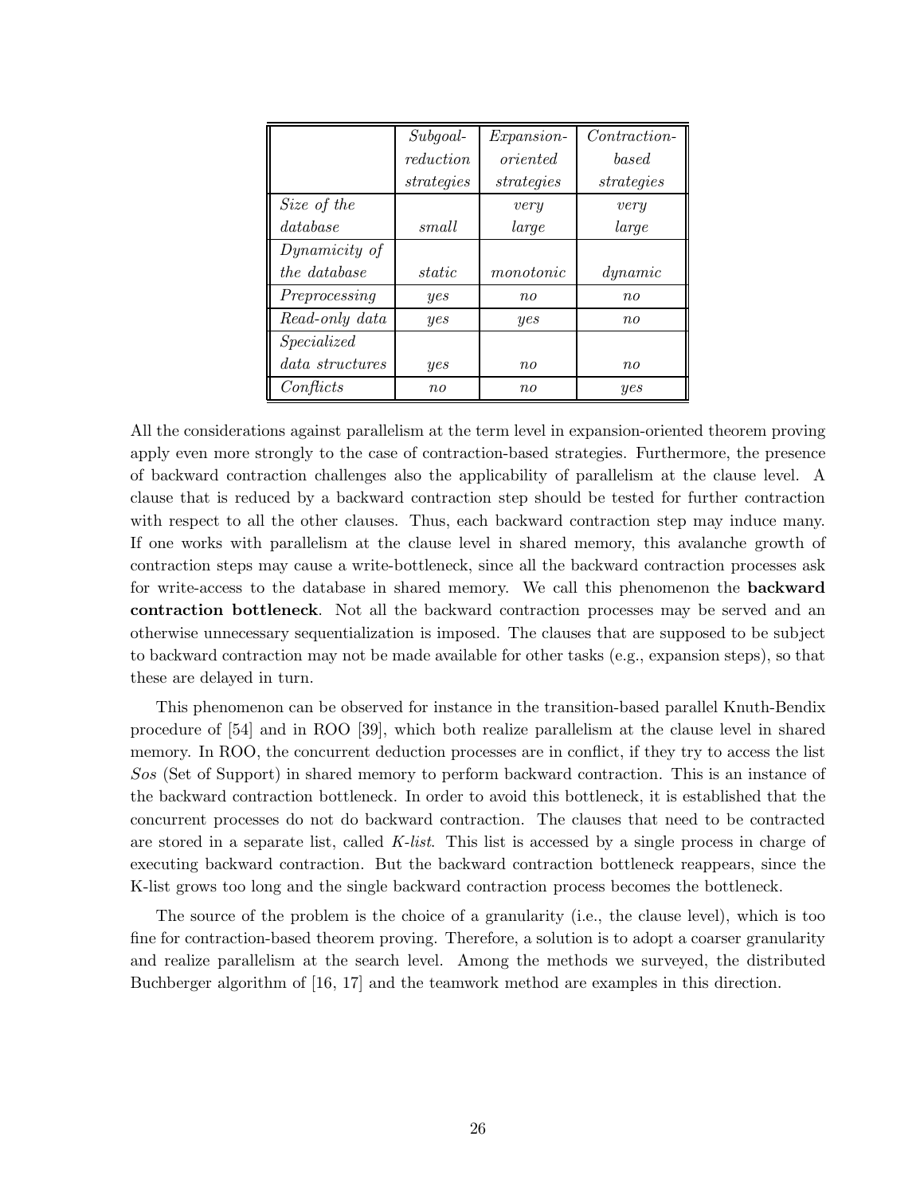| | *Subgoal-reduction strategies* | *Expansion-oriented strategies* | *Contraction-based strategies* |
|---|---|---|---|
| *Size of the database* | *small* | *very large* | *very large* |
| *Dynamicity of the database* | *static* | *monotonic* | *dynamic* |
| *Preprocessing* | *yes* | *no* | *no* |
| *Read-only data* | *yes* | *yes* | *no* |
| *Specialized data structures* | *yes* | *no* | *no* |
| *Conflicts* | *no* | *no* | *yes* |

All the considerations against parallelism at the term level in expansion-oriented theorem proving apply even more strongly to the case of contraction-based strategies. Furthermore, the presence of backward contraction challenges also the applicability of parallelism at the clause level. A clause that is reduced by a backward contraction step should be tested for further contraction with respect to all the other clauses. Thus, each backward contraction step may induce many. If one works with parallelism at the clause level in shared memory, this avalanche growth of contraction steps may cause a write-bottleneck, since all the backward contraction processes ask for write-access to the database in shared memory. We call this phenomenon the **backward contraction bottleneck**. Not all the backward contraction processes may be served and an otherwise unnecessary sequentialization is imposed. The clauses that are supposed to be subject to backward contraction may not be made available for other tasks (e.g., expansion steps), so that these are delayed in turn.

This phenomenon can be observed for instance in the transition-based parallel Knuth-Bendix procedure of [54] and in ROO [39], which both realize parallelism at the clause level in shared memory. In ROO, the concurrent deduction processes are in conflict, if they try to access the list *Sos* (Set of Support) in shared memory to perform backward contraction. This is an instance of the backward contraction bottleneck. In order to avoid this bottleneck, it is established that the concurrent processes do not do backward contraction. The clauses that need to be contracted are stored in a separate list, called *K-list*. This list is accessed by a single process in charge of executing backward contraction. But the backward contraction bottleneck reappears, since the K-list grows too long and the single backward contraction process becomes the bottleneck.

The source of the problem is the choice of a granularity (i.e., the clause level), which is too fine for contraction-based theorem proving. Therefore, a solution is to adopt a coarser granularity and realize parallelism at the search level. Among the methods we surveyed, the distributed Buchberger algorithm of [16, 17] and the teamwork method are examples in this direction.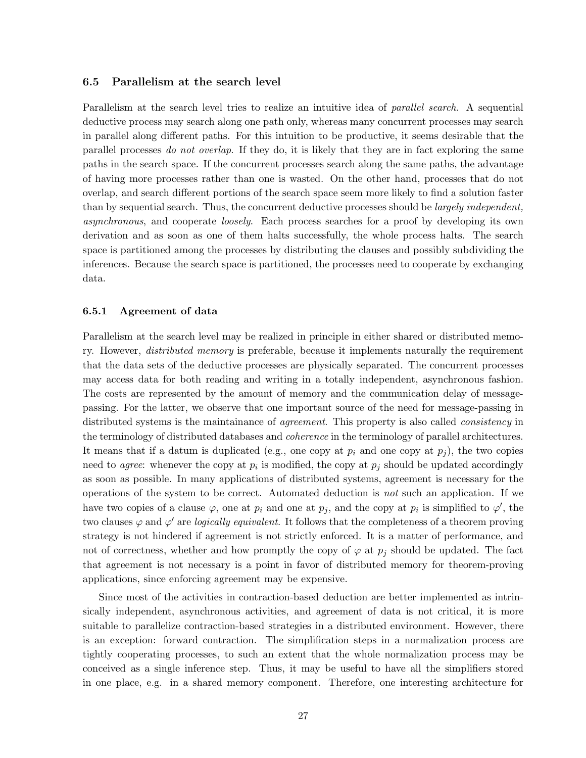### 6.5 Parallelism at the search level

Parallelism at the search level tries to realize an intuitive idea of *parallel search*. A sequential deductive process may search along one path only, whereas many concurrent processes may search in parallel along different paths. For this intuition to be productive, it seems desirable that the parallel processes *do not overlap*. If they do, it is likely that they are in fact exploring the same paths in the search space. If the concurrent processes search along the same paths, the advantage of having more processes rather than one is wasted. On the other hand, processes that do not overlap, and search different portions of the search space seem more likely to find a solution faster than by sequential search. Thus, the concurrent deductive processes should be *largely independent, asynchronous*, and cooperate *loosely*. Each process searches for a proof by developing its own derivation and as soon as one of them halts successfully, the whole process halts. The search space is partitioned among the processes by distributing the clauses and possibly subdividing the inferences. Because the search space is partitioned, the processes need to cooperate by exchanging data.

#### 6.5.1 Agreement of data

Parallelism at the search level may be realized in principle in either shared or distributed memory. However, *distributed memory* is preferable, because it implements naturally the requirement that the data sets of the deductive processes are physically separated. The concurrent processes may access data for both reading and writing in a totally independent, asynchronous fashion. The costs are represented by the amount of memory and the communication delay of message-passing. For the latter, we observe that one important source of the need for message-passing in distributed systems is the maintainance of *agreement*. This property is also called *consistency* in the terminology of distributed databases and *coherence* in the terminology of parallel architectures. It means that if a datum is duplicated (e.g., one copy at $p_i$ and one copy at $p_j$), the two copies need to *agree*: whenever the copy at $p_i$ is modified, the copy at $p_j$ should be updated accordingly as soon as possible. In many applications of distributed systems, agreement is necessary for the operations of the system to be correct. Automated deduction is *not* such an application. If we have two copies of a clause $\varphi$, one at $p_i$ and one at $p_j$, and the copy at $p_i$ is simplified to $\varphi'$, the two clauses $\varphi$ and $\varphi'$ are *logically equivalent*. It follows that the completeness of a theorem proving strategy is not hindered if agreement is not strictly enforced. It is a matter of performance, and not of correctness, whether and how promptly the copy of $\varphi$ at $p_j$ should be updated. The fact that agreement is not necessary is a point in favor of distributed memory for theorem-proving applications, since enforcing agreement may be expensive.

Since most of the activities in contraction-based deduction are better implemented as intrinsically independent, asynchronous activities, and agreement of data is not critical, it is more suitable to parallelize contraction-based strategies in a distributed environment. However, there is an exception: forward contraction. The simplification steps in a normalization process are tightly cooperating processes, to such an extent that the whole normalization process may be conceived as a single inference step. Thus, it may be useful to have all the simplifiers stored in one place, e.g. in a shared memory component. Therefore, one interesting architecture for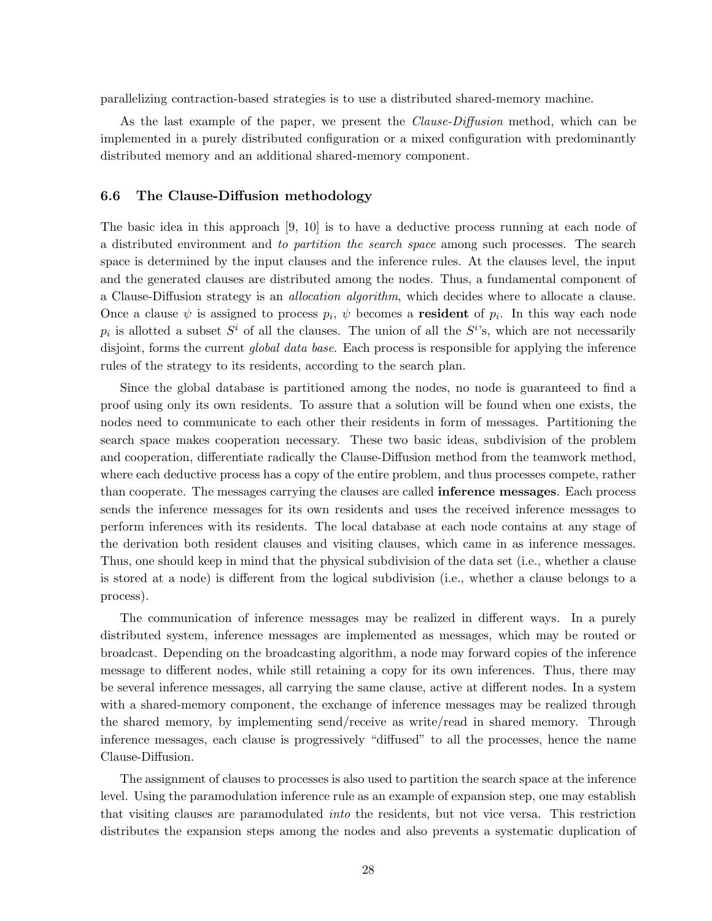parallelizing contraction-based strategies is to use a distributed shared-memory machine.

As the last example of the paper, we present the *Clause-Diffusion* method, which can be implemented in a purely distributed configuration or a mixed configuration with predominantly distributed memory and an additional shared-memory component.

### 6.6 The Clause-Diffusion methodology

The basic idea in this approach [9, 10] is to have a deductive process running at each node of a distributed environment and *to partition the search space* among such processes. The search space is determined by the input clauses and the inference rules. At the clauses level, the input and the generated clauses are distributed among the nodes. Thus, a fundamental component of a Clause-Diffusion strategy is an *allocation algorithm*, which decides where to allocate a clause. Once a clause $\psi$ is assigned to process $p_i$, $\psi$ becomes a **resident** of $p_i$. In this way each node $p_i$ is allotted a subset $S^i$ of all the clauses. The union of all the $S^i$'s, which are not necessarily disjoint, forms the current *global data base*. Each process is responsible for applying the inference rules of the strategy to its residents, according to the search plan.

Since the global database is partitioned among the nodes, no node is guaranteed to find a proof using only its own residents. To assure that a solution will be found when one exists, the nodes need to communicate to each other their residents in form of messages. Partitioning the search space makes cooperation necessary. These two basic ideas, subdivision of the problem and cooperation, differentiate radically the Clause-Diffusion method from the teamwork method, where each deductive process has a copy of the entire problem, and thus processes compete, rather than cooperate. The messages carrying the clauses are called **inference messages**. Each process sends the inference messages for its own residents and uses the received inference messages to perform inferences with its residents. The local database at each node contains at any stage of the derivation both resident clauses and visiting clauses, which came in as inference messages. Thus, one should keep in mind that the physical subdivision of the data set (i.e., whether a clause is stored at a node) is different from the logical subdivision (i.e., whether a clause belongs to a process).

The communication of inference messages may be realized in different ways. In a purely distributed system, inference messages are implemented as messages, which may be routed or broadcast. Depending on the broadcasting algorithm, a node may forward copies of the inference message to different nodes, while still retaining a copy for its own inferences. Thus, there may be several inference messages, all carrying the same clause, active at different nodes. In a system with a shared-memory component, the exchange of inference messages may be realized through the shared memory, by implementing send/receive as write/read in shared memory. Through inference messages, each clause is progressively "diffused" to all the processes, hence the name Clause-Diffusion.

The assignment of clauses to processes is also used to partition the search space at the inference level. Using the paramodulation inference rule as an example of expansion step, one may establish that visiting clauses are paramodulated *into* the residents, but not vice versa. This restriction distributes the expansion steps among the nodes and also prevents a systematic duplication of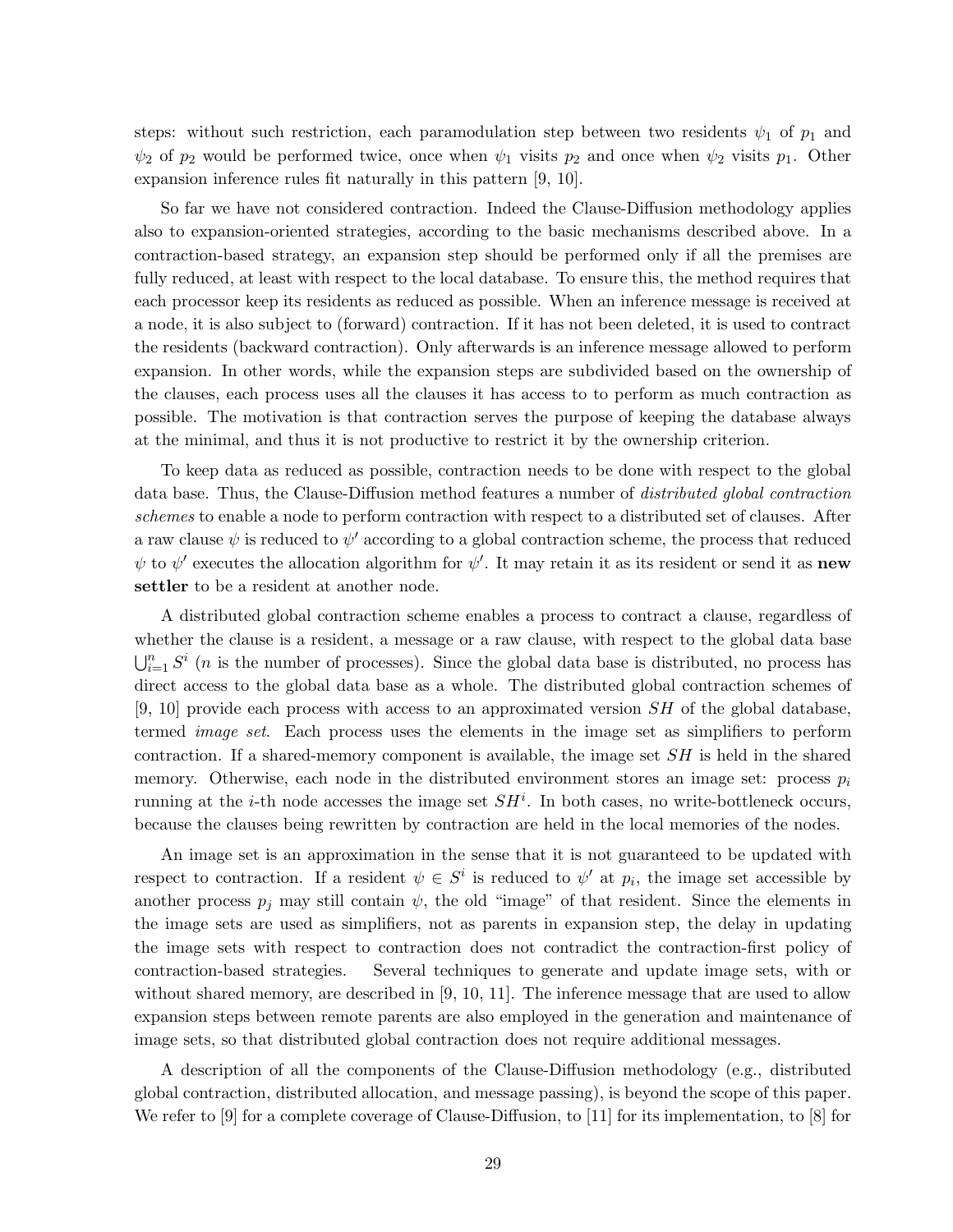steps: without such restriction, each paramodulation step between two residents $\psi_1$ of $p_1$ and $\psi_2$ of $p_2$ would be performed twice, once when $\psi_1$ visits $p_2$ and once when $\psi_2$ visits $p_1$. Other expansion inference rules fit naturally in this pattern [9, 10].

So far we have not considered contraction. Indeed the Clause-Diffusion methodology applies also to expansion-oriented strategies, according to the basic mechanisms described above. In a contraction-based strategy, an expansion step should be performed only if all the premises are fully reduced, at least with respect to the local database. To ensure this, the method requires that each processor keep its residents as reduced as possible. When an inference message is received at a node, it is also subject to (forward) contraction. If it has not been deleted, it is used to contract the residents (backward contraction). Only afterwards is an inference message allowed to perform expansion. In other words, while the expansion steps are subdivided based on the ownership of the clauses, each process uses all the clauses it has access to to perform as much contraction as possible. The motivation is that contraction serves the purpose of keeping the database always at the minimal, and thus it is not productive to restrict it by the ownership criterion.

To keep data as reduced as possible, contraction needs to be done with respect to the global data base. Thus, the Clause-Diffusion method features a number of *distributed global contraction schemes* to enable a node to perform contraction with respect to a distributed set of clauses. After a raw clause $\psi$ is reduced to $\psi'$ according to a global contraction scheme, the process that reduced $\psi$ to $\psi'$ executes the allocation algorithm for $\psi'$. It may retain it as its resident or send it as **new settler** to be a resident at another node.

A distributed global contraction scheme enables a process to contract a clause, regardless of whether the clause is a resident, a message or a raw clause, with respect to the global data base $\bigcup_{i=1}^{n} S^i$ ($n$ is the number of processes). Since the global data base is distributed, no process has direct access to the global data base as a whole. The distributed global contraction schemes of [9, 10] provide each process with access to an approximated version $SH$ of the global database, termed *image set*. Each process uses the elements in the image set as simplifiers to perform contraction. If a shared-memory component is available, the image set $SH$ is held in the shared memory. Otherwise, each node in the distributed environment stores an image set: process $p_i$ running at the $i$-th node accesses the image set $SH^i$. In both cases, no write-bottleneck occurs, because the clauses being rewritten by contraction are held in the local memories of the nodes.

An image set is an approximation in the sense that it is not guaranteed to be updated with respect to contraction. If a resident $\psi \in S^i$ is reduced to $\psi'$ at $p_i$, the image set accessible by another process $p_j$ may still contain $\psi$, the old "image" of that resident. Since the elements in the image sets are used as simplifiers, not as parents in expansion step, the delay in updating the image sets with respect to contraction does not contradict the contraction-first policy of contraction-based strategies. Several techniques to generate and update image sets, with or without shared memory, are described in [9, 10, 11]. The inference message that are used to allow expansion steps between remote parents are also employed in the generation and maintenance of image sets, so that distributed global contraction does not require additional messages.

A description of all the components of the Clause-Diffusion methodology (e.g., distributed global contraction, distributed allocation, and message passing), is beyond the scope of this paper. We refer to [9] for a complete coverage of Clause-Diffusion, to [11] for its implementation, to [8] for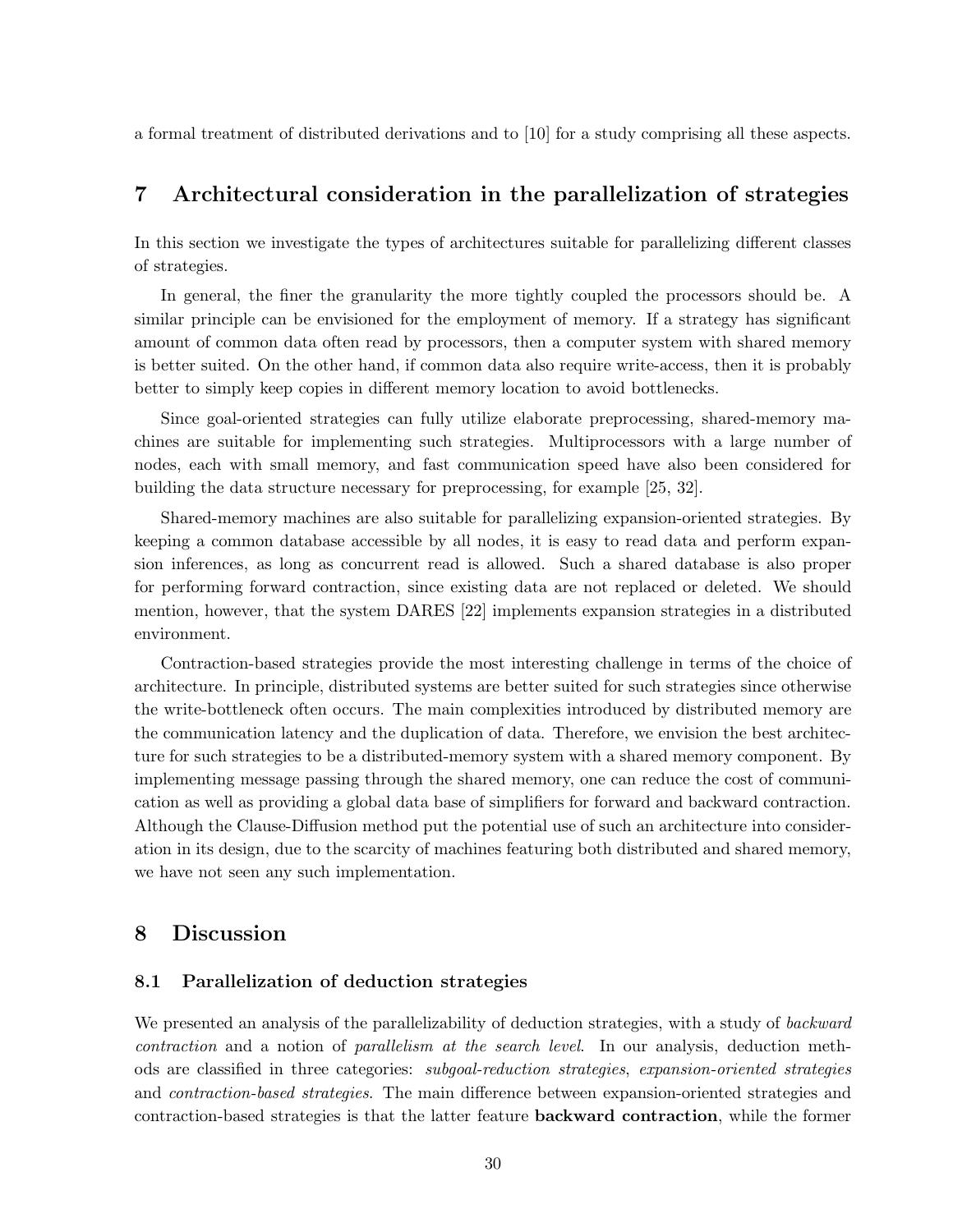a formal treatment of distributed derivations and to [10] for a study comprising all these aspects.

## 7 Architectural consideration in the parallelization of strategies

In this section we investigate the types of architectures suitable for parallelizing different classes of strategies.

In general, the finer the granularity the more tightly coupled the processors should be. A similar principle can be envisioned for the employment of memory. If a strategy has significant amount of common data often read by processors, then a computer system with shared memory is better suited. On the other hand, if common data also require write-access, then it is probably better to simply keep copies in different memory location to avoid bottlenecks.

Since goal-oriented strategies can fully utilize elaborate preprocessing, shared-memory machines are suitable for implementing such strategies. Multiprocessors with a large number of nodes, each with small memory, and fast communication speed have also been considered for building the data structure necessary for preprocessing, for example [25, 32].

Shared-memory machines are also suitable for parallelizing expansion-oriented strategies. By keeping a common database accessible by all nodes, it is easy to read data and perform expansion inferences, as long as concurrent read is allowed. Such a shared database is also proper for performing forward contraction, since existing data are not replaced or deleted. We should mention, however, that the system DARES [22] implements expansion strategies in a distributed environment.

Contraction-based strategies provide the most interesting challenge in terms of the choice of architecture. In principle, distributed systems are better suited for such strategies since otherwise the write-bottleneck often occurs. The main complexities introduced by distributed memory are the communication latency and the duplication of data. Therefore, we envision the best architecture for such strategies to be a distributed-memory system with a shared memory component. By implementing message passing through the shared memory, one can reduce the cost of communication as well as providing a global data base of simplifiers for forward and backward contraction. Although the Clause-Diffusion method put the potential use of such an architecture into consideration in its design, due to the scarcity of machines featuring both distributed and shared memory, we have not seen any such implementation.

## 8 Discussion

### 8.1 Parallelization of deduction strategies

We presented an analysis of the parallelizability of deduction strategies, with a study of *backward contraction* and a notion of *parallelism at the search level*. In our analysis, deduction methods are classified in three categories: *subgoal-reduction strategies*, *expansion-oriented strategies* and *contraction-based strategies*. The main difference between expansion-oriented strategies and contraction-based strategies is that the latter feature **backward contraction**, while the former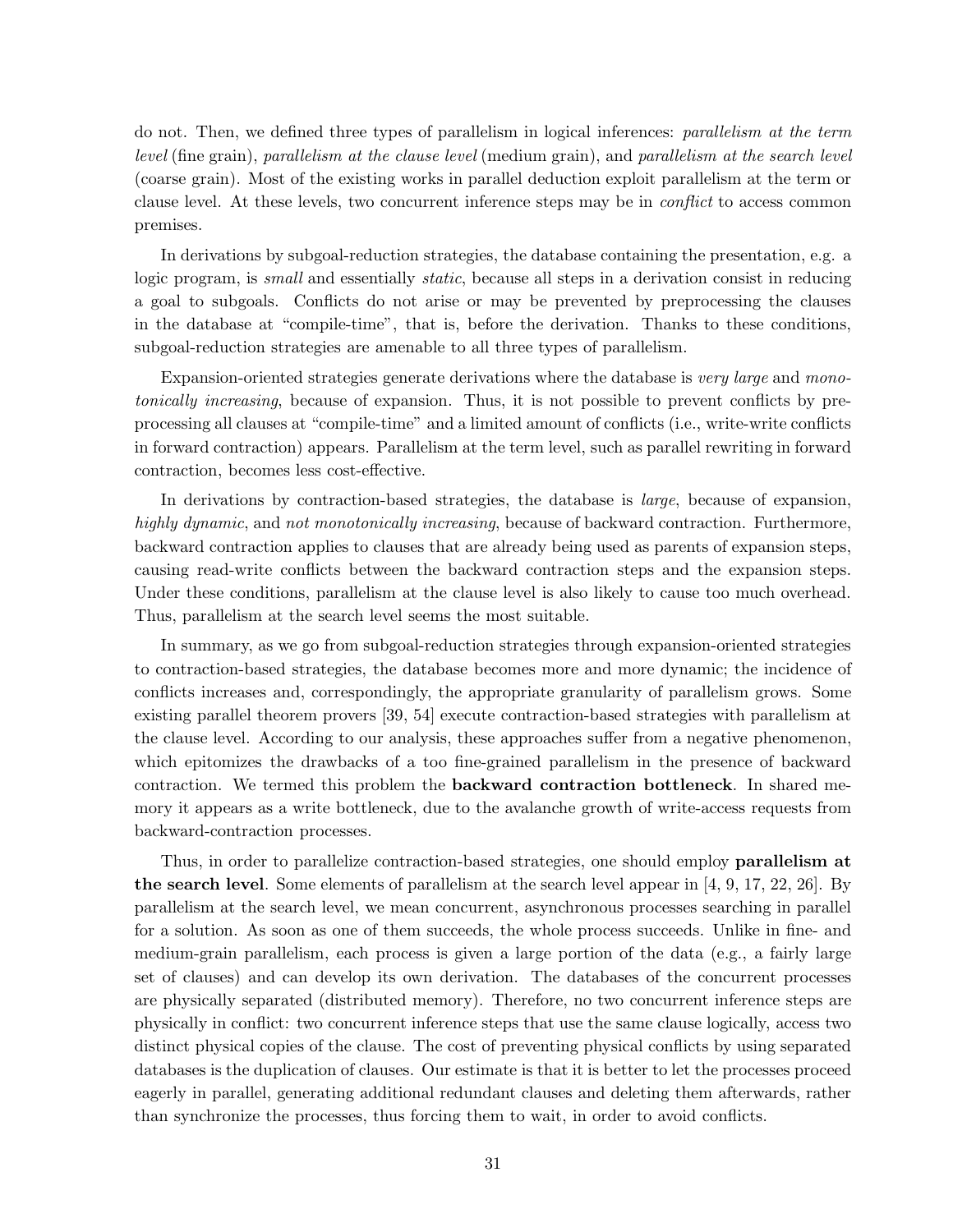do not. Then, we defined three types of parallelism in logical inferences: *parallelism at the term level* (fine grain), *parallelism at the clause level* (medium grain), and *parallelism at the search level* (coarse grain). Most of the existing works in parallel deduction exploit parallelism at the term or clause level. At these levels, two concurrent inference steps may be in *conflict* to access common premises.

In derivations by subgoal-reduction strategies, the database containing the presentation, e.g. a logic program, is *small* and essentially *static*, because all steps in a derivation consist in reducing a goal to subgoals. Conflicts do not arise or may be prevented by preprocessing the clauses in the database at "compile-time", that is, before the derivation. Thanks to these conditions, subgoal-reduction strategies are amenable to all three types of parallelism.

Expansion-oriented strategies generate derivations where the database is *very large* and *monotonically increasing*, because of expansion. Thus, it is not possible to prevent conflicts by preprocessing all clauses at "compile-time" and a limited amount of conflicts (i.e., write-write conflicts in forward contraction) appears. Parallelism at the term level, such as parallel rewriting in forward contraction, becomes less cost-effective.

In derivations by contraction-based strategies, the database is *large*, because of expansion, *highly dynamic*, and *not monotonically increasing*, because of backward contraction. Furthermore, backward contraction applies to clauses that are already being used as parents of expansion steps, causing read-write conflicts between the backward contraction steps and the expansion steps. Under these conditions, parallelism at the clause level is also likely to cause too much overhead. Thus, parallelism at the search level seems the most suitable.

In summary, as we go from subgoal-reduction strategies through expansion-oriented strategies to contraction-based strategies, the database becomes more and more dynamic; the incidence of conflicts increases and, correspondingly, the appropriate granularity of parallelism grows. Some existing parallel theorem provers [39, 54] execute contraction-based strategies with parallelism at the clause level. According to our analysis, these approaches suffer from a negative phenomenon, which epitomizes the drawbacks of a too fine-grained parallelism in the presence of backward contraction. We termed this problem the **backward contraction bottleneck**. In shared memory it appears as a write bottleneck, due to the avalanche growth of write-access requests from backward-contraction processes.

Thus, in order to parallelize contraction-based strategies, one should employ **parallelism at the search level**. Some elements of parallelism at the search level appear in [4, 9, 17, 22, 26]. By parallelism at the search level, we mean concurrent, asynchronous processes searching in parallel for a solution. As soon as one of them succeeds, the whole process succeeds. Unlike in fine- and medium-grain parallelism, each process is given a large portion of the data (e.g., a fairly large set of clauses) and can develop its own derivation. The databases of the concurrent processes are physically separated (distributed memory). Therefore, no two concurrent inference steps are physically in conflict: two concurrent inference steps that use the same clause logically, access two distinct physical copies of the clause. The cost of preventing physical conflicts by using separated databases is the duplication of clauses. Our estimate is that it is better to let the processes proceed eagerly in parallel, generating additional redundant clauses and deleting them afterwards, rather than synchronize the processes, thus forcing them to wait, in order to avoid conflicts.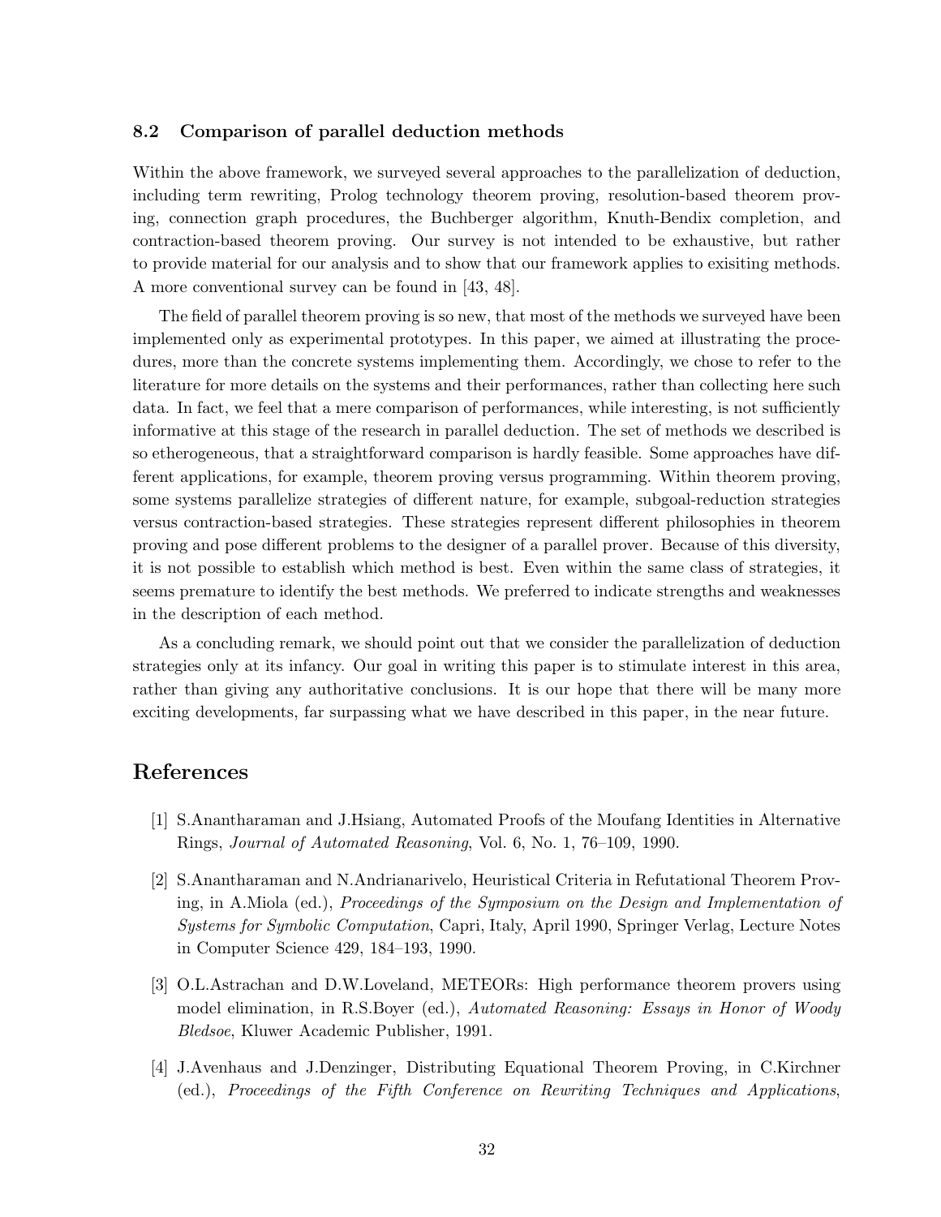### 8.2 Comparison of parallel deduction methods

Within the above framework, we surveyed several approaches to the parallelization of deduction, including term rewriting, Prolog technology theorem proving, resolution-based theorem proving, connection graph procedures, the Buchberger algorithm, Knuth-Bendix completion, and contraction-based theorem proving. Our survey is not intended to be exhaustive, but rather to provide material for our analysis and to show that our framework applies to exisiting methods. A more conventional survey can be found in [43, 48].

The field of parallel theorem proving is so new, that most of the methods we surveyed have been implemented only as experimental prototypes. In this paper, we aimed at illustrating the procedures, more than the concrete systems implementing them. Accordingly, we chose to refer to the literature for more details on the systems and their performances, rather than collecting here such data. In fact, we feel that a mere comparison of performances, while interesting, is not sufficiently informative at this stage of the research in parallel deduction. The set of methods we described is so etherogeneous, that a straightforward comparison is hardly feasible. Some approaches have different applications, for example, theorem proving versus programming. Within theorem proving, some systems parallelize strategies of different nature, for example, subgoal-reduction strategies versus contraction-based strategies. These strategies represent different philosophies in theorem proving and pose different problems to the designer of a parallel prover. Because of this diversity, it is not possible to establish which method is best. Even within the same class of strategies, it seems premature to identify the best methods. We preferred to indicate strengths and weaknesses in the description of each method.

As a concluding remark, we should point out that we consider the parallelization of deduction strategies only at its infancy. Our goal in writing this paper is to stimulate interest in this area, rather than giving any authoritative conclusions. It is our hope that there will be many more exciting developments, far surpassing what we have described in this paper, in the near future.

## References

[1] S.Anantharaman and J.Hsiang, Automated Proofs of the Moufang Identities in Alternative Rings, *Journal of Automated Reasoning*, Vol. 6, No. 1, 76–109, 1990.

[2] S.Anantharaman and N.Andrianarivelo, Heuristical Criteria in Refutational Theorem Proving, in A.Miola (ed.), *Proceedings of the Symposium on the Design and Implementation of Systems for Symbolic Computation*, Capri, Italy, April 1990, Springer Verlag, Lecture Notes in Computer Science 429, 184–193, 1990.

[3] O.L.Astrachan and D.W.Loveland, METEORs: High performance theorem provers using model elimination, in R.S.Boyer (ed.), *Automated Reasoning: Essays in Honor of Woody Bledsoe*, Kluwer Academic Publisher, 1991.

[4] J.Avenhaus and J.Denzinger, Distributing Equational Theorem Proving, in C.Kirchner (ed.), *Proceedings of the Fifth Conference on Rewriting Techniques and Applications*,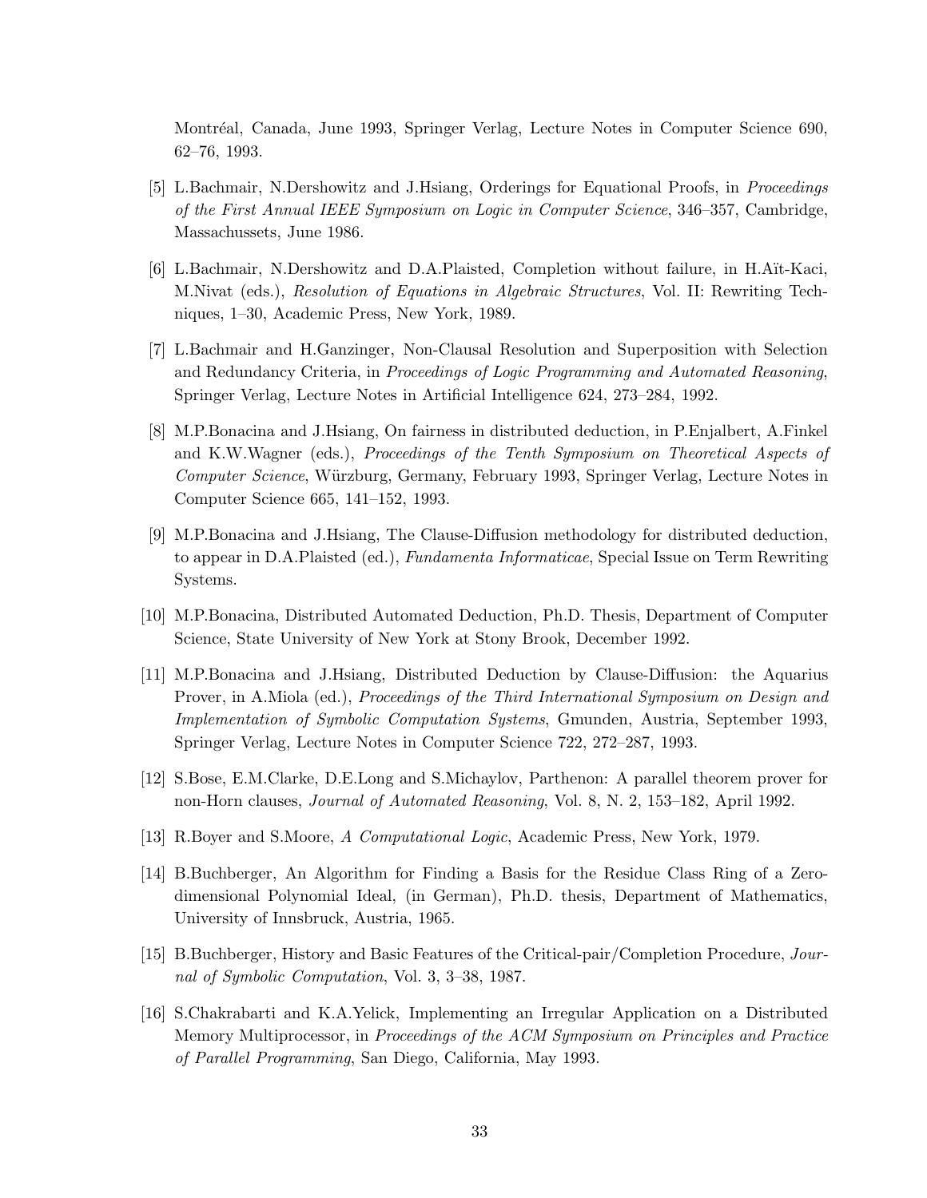Montréal, Canada, June 1993, Springer Verlag, Lecture Notes in Computer Science 690, 62–76, 1993.

[5] L.Bachmair, N.Dershowitz and J.Hsiang, Orderings for Equational Proofs, in *Proceedings of the First Annual IEEE Symposium on Logic in Computer Science*, 346–357, Cambridge, Massachussets, June 1986.

[6] L.Bachmair, N.Dershowitz and D.A.Plaisted, Completion without failure, in H.Aït-Kaci, M.Nivat (eds.), *Resolution of Equations in Algebraic Structures*, Vol. II: Rewriting Techniques, 1–30, Academic Press, New York, 1989.

[7] L.Bachmair and H.Ganzinger, Non-Clausal Resolution and Superposition with Selection and Redundancy Criteria, in *Proceedings of Logic Programming and Automated Reasoning*, Springer Verlag, Lecture Notes in Artificial Intelligence 624, 273–284, 1992.

[8] M.P.Bonacina and J.Hsiang, On fairness in distributed deduction, in P.Enjalbert, A.Finkel and K.W.Wagner (eds.), *Proceedings of the Tenth Symposium on Theoretical Aspects of Computer Science*, Würzburg, Germany, February 1993, Springer Verlag, Lecture Notes in Computer Science 665, 141–152, 1993.

[9] M.P.Bonacina and J.Hsiang, The Clause-Diffusion methodology for distributed deduction, to appear in D.A.Plaisted (ed.), *Fundamenta Informaticae*, Special Issue on Term Rewriting Systems.

[10] M.P.Bonacina, Distributed Automated Deduction, Ph.D. Thesis, Department of Computer Science, State University of New York at Stony Brook, December 1992.

[11] M.P.Bonacina and J.Hsiang, Distributed Deduction by Clause-Diffusion: the Aquarius Prover, in A.Miola (ed.), *Proceedings of the Third International Symposium on Design and Implementation of Symbolic Computation Systems*, Gmunden, Austria, September 1993, Springer Verlag, Lecture Notes in Computer Science 722, 272–287, 1993.

[12] S.Bose, E.M.Clarke, D.E.Long and S.Michaylov, Parthenon: A parallel theorem prover for non-Horn clauses, *Journal of Automated Reasoning*, Vol. 8, N. 2, 153–182, April 1992.

[13] R.Boyer and S.Moore, *A Computational Logic*, Academic Press, New York, 1979.

[14] B.Buchberger, An Algorithm for Finding a Basis for the Residue Class Ring of a Zero-dimensional Polynomial Ideal, (in German), Ph.D. thesis, Department of Mathematics, University of Innsbruck, Austria, 1965.

[15] B.Buchberger, History and Basic Features of the Critical-pair/Completion Procedure, *Journal of Symbolic Computation*, Vol. 3, 3–38, 1987.

[16] S.Chakrabarti and K.A.Yelick, Implementing an Irregular Application on a Distributed Memory Multiprocessor, in *Proceedings of the ACM Symposium on Principles and Practice of Parallel Programming*, San Diego, California, May 1993.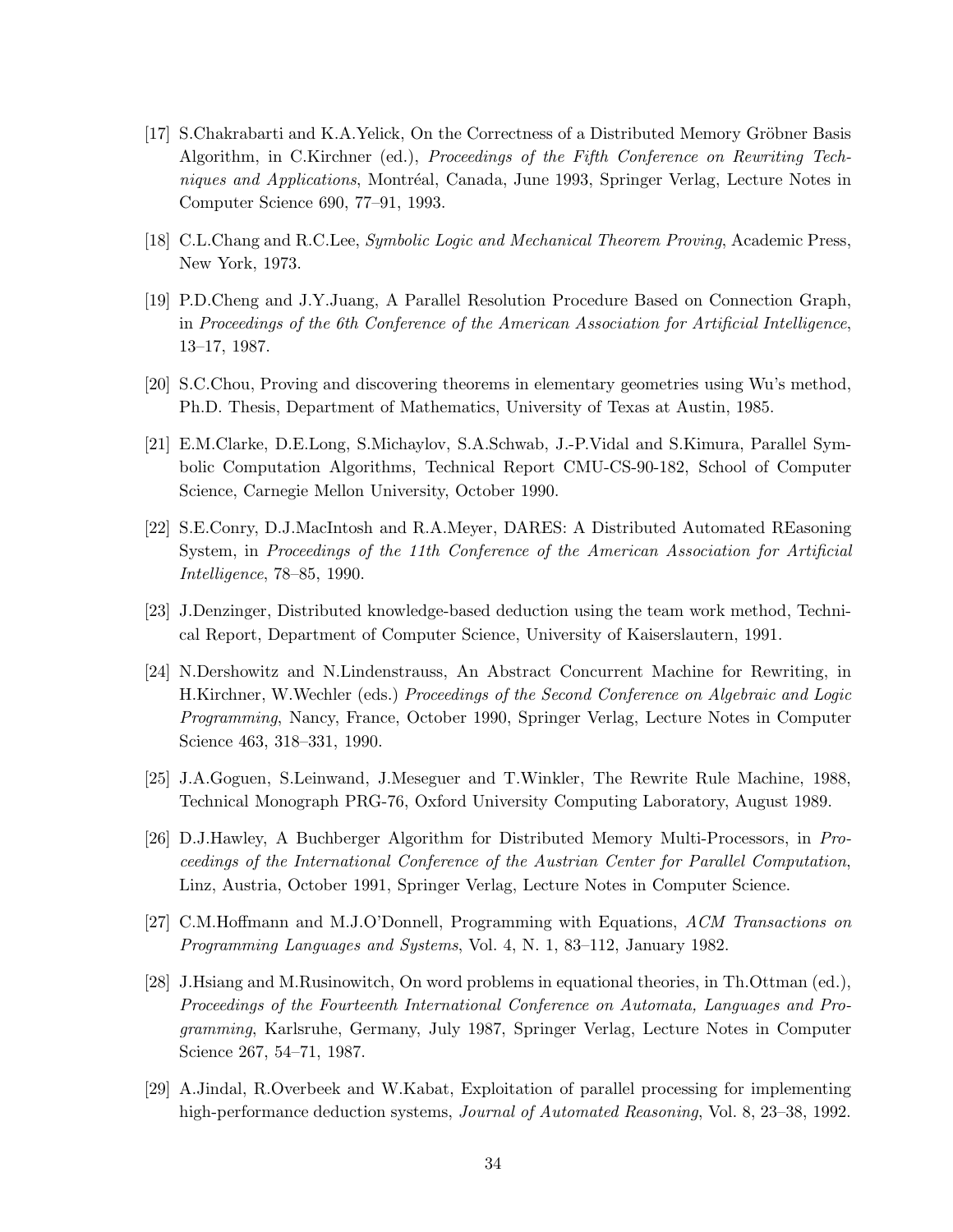[17] S.Chakrabarti and K.A.Yelick, On the Correctness of a Distributed Memory Gröbner Basis Algorithm, in C.Kirchner (ed.), *Proceedings of the Fifth Conference on Rewriting Techniques and Applications*, Montréal, Canada, June 1993, Springer Verlag, Lecture Notes in Computer Science 690, 77–91, 1993.

[18] C.L.Chang and R.C.Lee, *Symbolic Logic and Mechanical Theorem Proving*, Academic Press, New York, 1973.

[19] P.D.Cheng and J.Y.Juang, A Parallel Resolution Procedure Based on Connection Graph, in *Proceedings of the 6th Conference of the American Association for Artificial Intelligence*, 13–17, 1987.

[20] S.C.Chou, Proving and discovering theorems in elementary geometries using Wu's method, Ph.D. Thesis, Department of Mathematics, University of Texas at Austin, 1985.

[21] E.M.Clarke, D.E.Long, S.Michaylov, S.A.Schwab, J.-P.Vidal and S.Kimura, Parallel Symbolic Computation Algorithms, Technical Report CMU-CS-90-182, School of Computer Science, Carnegie Mellon University, October 1990.

[22] S.E.Conry, D.J.MacIntosh and R.A.Meyer, DARES: A Distributed Automated REasoning System, in *Proceedings of the 11th Conference of the American Association for Artificial Intelligence*, 78–85, 1990.

[23] J.Denzinger, Distributed knowledge-based deduction using the team work method, Technical Report, Department of Computer Science, University of Kaiserslautern, 1991.

[24] N.Dershowitz and N.Lindenstrauss, An Abstract Concurrent Machine for Rewriting, in H.Kirchner, W.Wechler (eds.) *Proceedings of the Second Conference on Algebraic and Logic Programming*, Nancy, France, October 1990, Springer Verlag, Lecture Notes in Computer Science 463, 318–331, 1990.

[25] J.A.Goguen, S.Leinwand, J.Meseguer and T.Winkler, The Rewrite Rule Machine, 1988, Technical Monograph PRG-76, Oxford University Computing Laboratory, August 1989.

[26] D.J.Hawley, A Buchberger Algorithm for Distributed Memory Multi-Processors, in *Proceedings of the International Conference of the Austrian Center for Parallel Computation*, Linz, Austria, October 1991, Springer Verlag, Lecture Notes in Computer Science.

[27] C.M.Hoffmann and M.J.O'Donnell, Programming with Equations, *ACM Transactions on Programming Languages and Systems*, Vol. 4, N. 1, 83–112, January 1982.

[28] J.Hsiang and M.Rusinowitch, On word problems in equational theories, in Th.Ottman (ed.), *Proceedings of the Fourteenth International Conference on Automata, Languages and Programming*, Karlsruhe, Germany, July 1987, Springer Verlag, Lecture Notes in Computer Science 267, 54–71, 1987.

[29] A.Jindal, R.Overbeek and W.Kabat, Exploitation of parallel processing for implementing high-performance deduction systems, *Journal of Automated Reasoning*, Vol. 8, 23–38, 1992.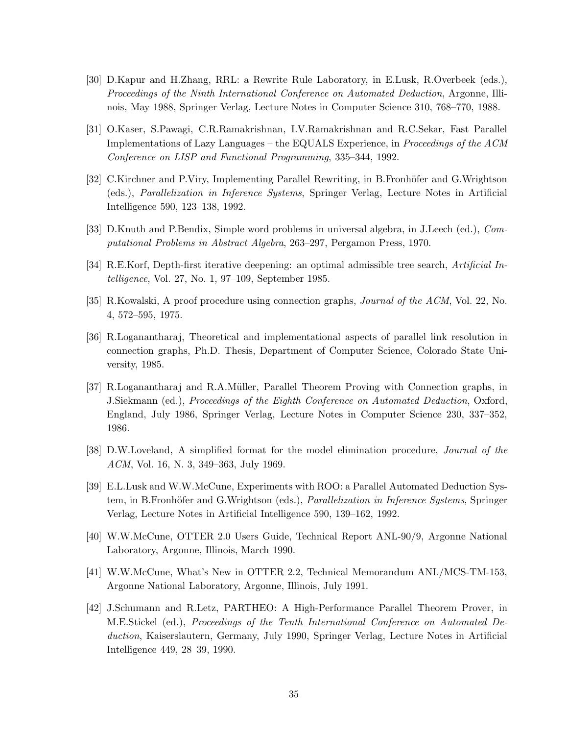[30] D.Kapur and H.Zhang, RRL: a Rewrite Rule Laboratory, in E.Lusk, R.Overbeek (eds.), *Proceedings of the Ninth International Conference on Automated Deduction*, Argonne, Illinois, May 1988, Springer Verlag, Lecture Notes in Computer Science 310, 768–770, 1988.

[31] O.Kaser, S.Pawagi, C.R.Ramakrishnan, I.V.Ramakrishnan and R.C.Sekar, Fast Parallel Implementations of Lazy Languages – the EQUALS Experience, in *Proceedings of the ACM Conference on LISP and Functional Programming*, 335–344, 1992.

[32] C.Kirchner and P.Viry, Implementing Parallel Rewriting, in B.Fronhöfer and G.Wrightson (eds.), *Parallelization in Inference Systems*, Springer Verlag, Lecture Notes in Artificial Intelligence 590, 123–138, 1992.

[33] D.Knuth and P.Bendix, Simple word problems in universal algebra, in J.Leech (ed.), *Computational Problems in Abstract Algebra*, 263–297, Pergamon Press, 1970.

[34] R.E.Korf, Depth-first iterative deepening: an optimal admissible tree search, *Artificial Intelligence*, Vol. 27, No. 1, 97–109, September 1985.

[35] R.Kowalski, A proof procedure using connection graphs, *Journal of the ACM*, Vol. 22, No. 4, 572–595, 1975.

[36] R.Loganantharaj, Theoretical and implementational aspects of parallel link resolution in connection graphs, Ph.D. Thesis, Department of Computer Science, Colorado State University, 1985.

[37] R.Loganantharaj and R.A.Müller, Parallel Theorem Proving with Connection graphs, in J.Siekmann (ed.), *Proceedings of the Eighth Conference on Automated Deduction*, Oxford, England, July 1986, Springer Verlag, Lecture Notes in Computer Science 230, 337–352, 1986.

[38] D.W.Loveland, A simplified format for the model elimination procedure, *Journal of the ACM*, Vol. 16, N. 3, 349–363, July 1969.

[39] E.L.Lusk and W.W.McCune, Experiments with ROO: a Parallel Automated Deduction System, in B.Fronhöfer and G.Wrightson (eds.), *Parallelization in Inference Systems*, Springer Verlag, Lecture Notes in Artificial Intelligence 590, 139–162, 1992.

[40] W.W.McCune, OTTER 2.0 Users Guide, Technical Report ANL-90/9, Argonne National Laboratory, Argonne, Illinois, March 1990.

[41] W.W.McCune, What's New in OTTER 2.2, Technical Memorandum ANL/MCS-TM-153, Argonne National Laboratory, Argonne, Illinois, July 1991.

[42] J.Schumann and R.Letz, PARTHEO: A High-Performance Parallel Theorem Prover, in M.E.Stickel (ed.), *Proceedings of the Tenth International Conference on Automated Deduction*, Kaiserslautern, Germany, July 1990, Springer Verlag, Lecture Notes in Artificial Intelligence 449, 28–39, 1990.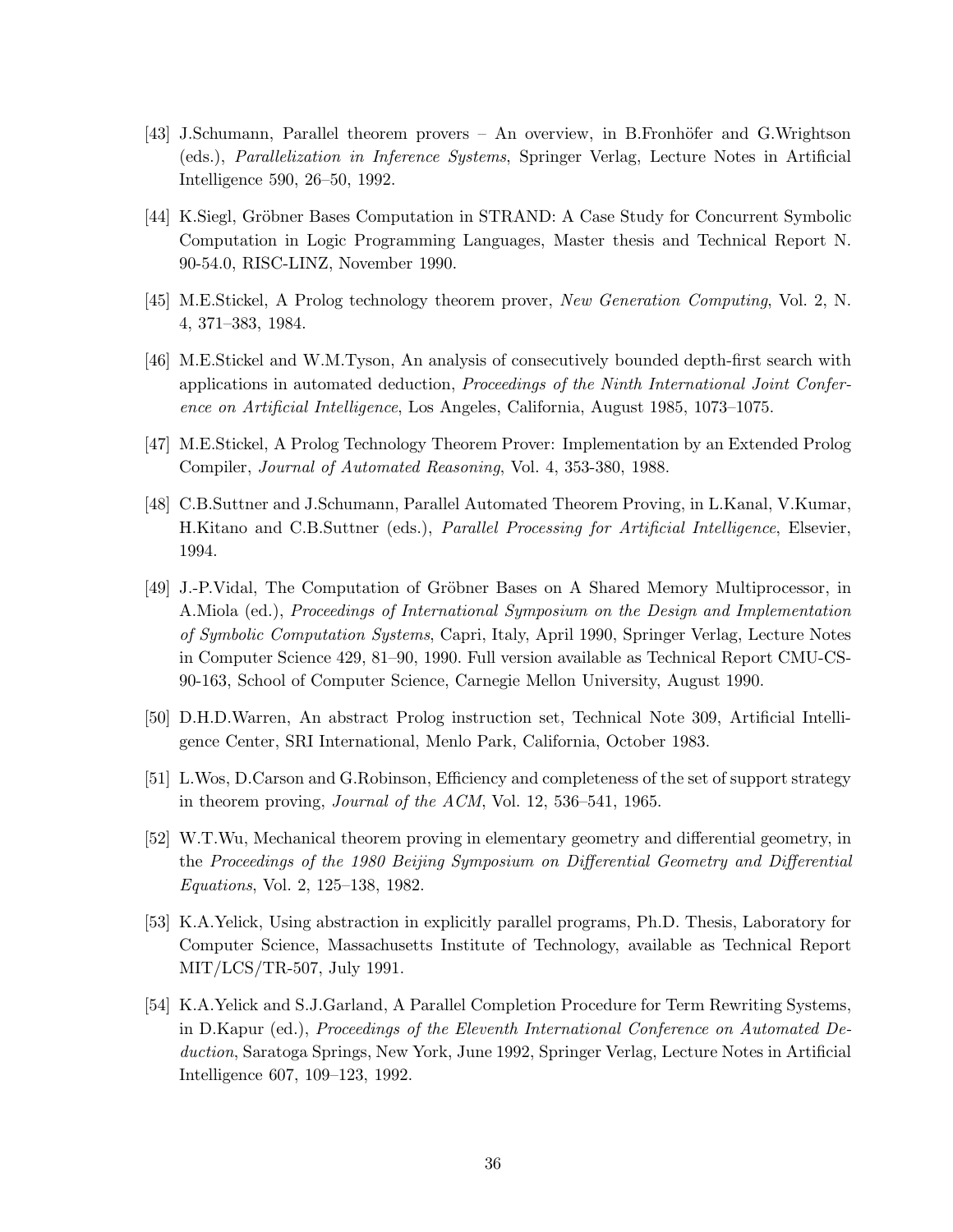[43] J.Schumann, Parallel theorem provers – An overview, in B.Fronhöfer and G.Wrightson (eds.), *Parallelization in Inference Systems*, Springer Verlag, Lecture Notes in Artificial Intelligence 590, 26–50, 1992.

[44] K.Siegl, Gröbner Bases Computation in STRAND: A Case Study for Concurrent Symbolic Computation in Logic Programming Languages, Master thesis and Technical Report N. 90-54.0, RISC-LINZ, November 1990.

[45] M.E.Stickel, A Prolog technology theorem prover, *New Generation Computing*, Vol. 2, N. 4, 371–383, 1984.

[46] M.E.Stickel and W.M.Tyson, An analysis of consecutively bounded depth-first search with applications in automated deduction, *Proceedings of the Ninth International Joint Conference on Artificial Intelligence*, Los Angeles, California, August 1985, 1073–1075.

[47] M.E.Stickel, A Prolog Technology Theorem Prover: Implementation by an Extended Prolog Compiler, *Journal of Automated Reasoning*, Vol. 4, 353-380, 1988.

[48] C.B.Suttner and J.Schumann, Parallel Automated Theorem Proving, in L.Kanal, V.Kumar, H.Kitano and C.B.Suttner (eds.), *Parallel Processing for Artificial Intelligence*, Elsevier, 1994.

[49] J.-P.Vidal, The Computation of Gröbner Bases on A Shared Memory Multiprocessor, in A.Miola (ed.), *Proceedings of International Symposium on the Design and Implementation of Symbolic Computation Systems*, Capri, Italy, April 1990, Springer Verlag, Lecture Notes in Computer Science 429, 81–90, 1990. Full version available as Technical Report CMU-CS-90-163, School of Computer Science, Carnegie Mellon University, August 1990.

[50] D.H.D.Warren, An abstract Prolog instruction set, Technical Note 309, Artificial Intelligence Center, SRI International, Menlo Park, California, October 1983.

[51] L.Wos, D.Carson and G.Robinson, Efficiency and completeness of the set of support strategy in theorem proving, *Journal of the ACM*, Vol. 12, 536–541, 1965.

[52] W.T.Wu, Mechanical theorem proving in elementary geometry and differential geometry, in the *Proceedings of the 1980 Beijing Symposium on Differential Geometry and Differential Equations*, Vol. 2, 125–138, 1982.

[53] K.A.Yelick, Using abstraction in explicitly parallel programs, Ph.D. Thesis, Laboratory for Computer Science, Massachusetts Institute of Technology, available as Technical Report MIT/LCS/TR-507, July 1991.

[54] K.A.Yelick and S.J.Garland, A Parallel Completion Procedure for Term Rewriting Systems, in D.Kapur (ed.), *Proceedings of the Eleventh International Conference on Automated Deduction*, Saratoga Springs, New York, June 1992, Springer Verlag, Lecture Notes in Artificial Intelligence 607, 109–123, 1992.